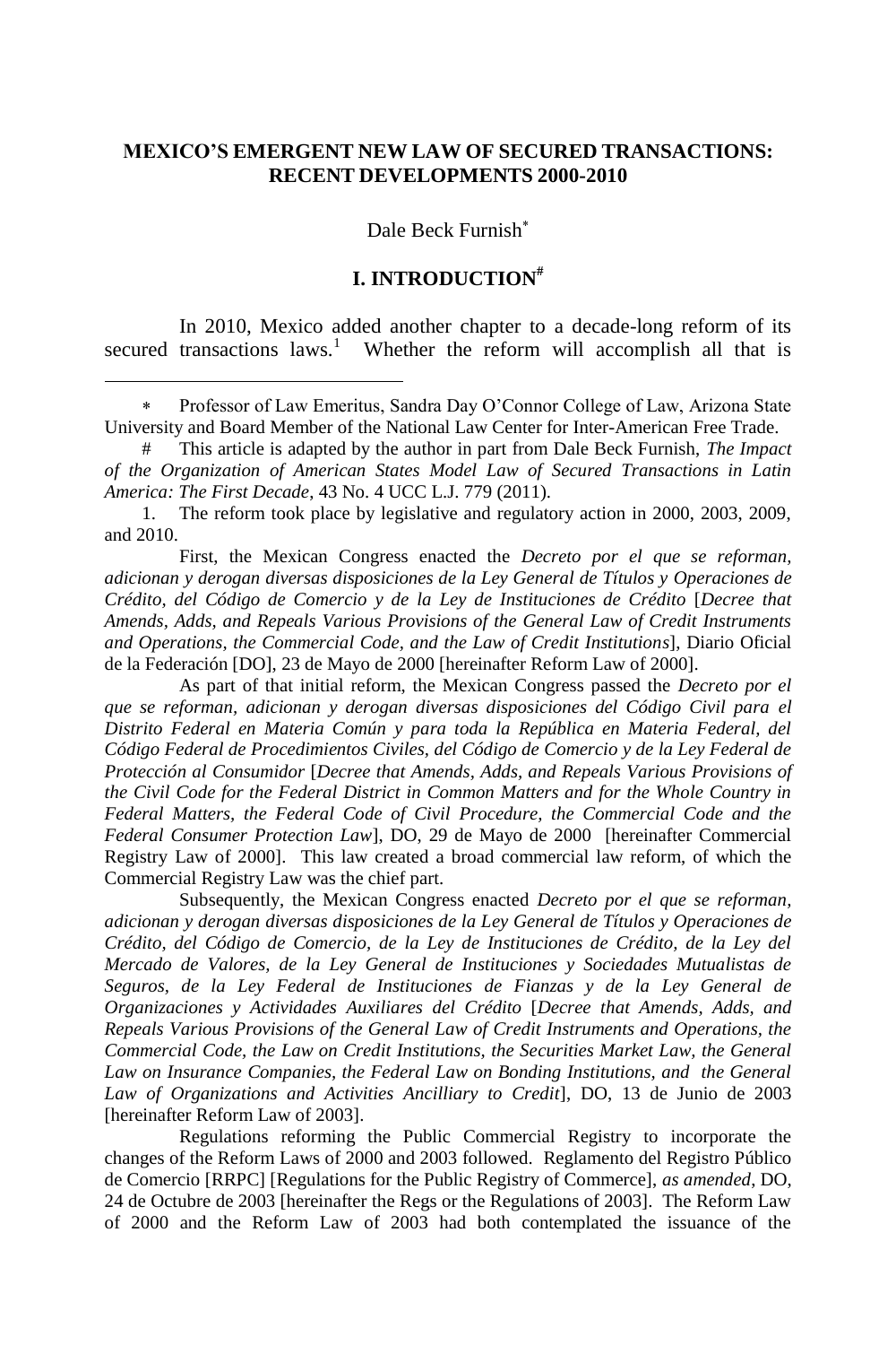**MEXICO'S EMERGENT NEW LAW OF SECURED TRANSACTIONS: RECENT DEVELOPMENTS 2000-2010**

Dale Beck Furnish[*]

## I. INTRODUCTION[#]

In 2010, Mexico added another chapter to a decade-long reform of its secured transactions laws.[1] Whether the reform will accomplish all that is

---

[*] Professor of Law Emeritus, Sandra Day O'Connor College of Law, Arizona State University and Board Member of the National Law Center for Inter-American Free Trade.

[#] This article is adapted by the author in part from Dale Beck Furnish, *The Impact of the Organization of American States Model Law of Secured Transactions in Latin America: The First Decade*, 43 No. 4 UCC L.J. 779 (2011).

1. The reform took place by legislative and regulatory action in 2000, 2003, 2009, and 2010.

First, the Mexican Congress enacted the *Decreto por el que se reforman, adicionan y derogan diversas disposiciones de la Ley General de Títulos y Operaciones de Crédito, del Código de Comercio y de la Ley de Instituciones de Crédito* [*Decree that Amends, Adds, and Repeals Various Provisions of the General Law of Credit Instruments and Operations, the Commercial Code, and the Law of Credit Institutions*], Diario Oficial de la Federación [DO], 23 de Mayo de 2000 [hereinafter Reform Law of 2000].

As part of that initial reform, the Mexican Congress passed the *Decreto por el que se reforman, adicionan y derogan diversas disposiciones del Código Civil para el Distrito Federal en Materia Común y para toda la República en Materia Federal, del Código Federal de Procedimientos Civiles, del Código de Comercio y de la Ley Federal de Protección al Consumidor* [*Decree that Amends, Adds, and Repeals Various Provisions of the Civil Code for the Federal District in Common Matters and for the Whole Country in Federal Matters, the Federal Code of Civil Procedure, the Commercial Code and the Federal Consumer Protection Law*], DO, 29 de Mayo de 2000 [hereinafter Commercial Registry Law of 2000]. This law created a broad commercial law reform, of which the Commercial Registry Law was the chief part.

Subsequently, the Mexican Congress enacted *Decreto por el que se reforman, adicionan y derogan diversas disposiciones de la Ley General de Títulos y Operaciones de Crédito, del Código de Comercio, de la Ley de Instituciones de Crédito, de la Ley del Mercado de Valores, de la Ley General de Instituciones y Sociedades Mutualistas de Seguros, de la Ley Federal de Instituciones de Fianzas y de la Ley General de Organizaciones y Actividades Auxiliares del Crédito* [*Decree that Amends, Adds, and Repeals Various Provisions of the General Law of Credit Instruments and Operations, the Commercial Code, the Law on Credit Institutions, the Securities Market Law, the General Law on Insurance Companies, the Federal Law on Bonding Institutions, and the General Law of Organizations and Activities Ancilliary to Credit*], DO, 13 de Junio de 2003 [hereinafter Reform Law of 2003].

Regulations reforming the Public Commercial Registry to incorporate the changes of the Reform Laws of 2000 and 2003 followed. Reglamento del Registro Público de Comercio [RRPC] [Regulations for the Public Registry of Commerce], *as amended*, DO, 24 de Octubre de 2003 [hereinafter the Regs or the Regulations of 2003]. The Reform Law of 2000 and the Reform Law of 2003 had both contemplated the issuance of the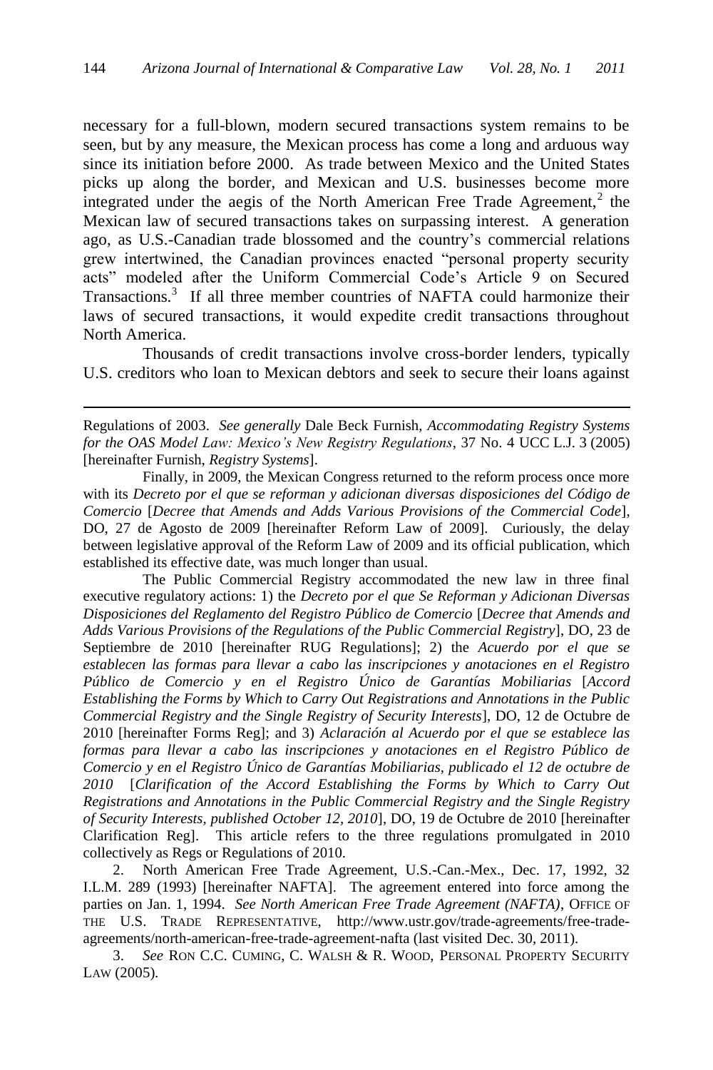necessary for a full-blown, modern secured transactions system remains to be seen, but by any measure, the Mexican process has come a long and arduous way since its initiation before 2000. As trade between Mexico and the United States picks up along the border, and Mexican and U.S. businesses become more integrated under the aegis of the North American Free Trade Agreement,[2] the Mexican law of secured transactions takes on surpassing interest. A generation ago, as U.S.-Canadian trade blossomed and the country's commercial relations grew intertwined, the Canadian provinces enacted "personal property security acts" modeled after the Uniform Commercial Code's Article 9 on Secured Transactions.[3] If all three member countries of NAFTA could harmonize their laws of secured transactions, it would expedite credit transactions throughout North America.

Thousands of credit transactions involve cross-border lenders, typically U.S. creditors who loan to Mexican debtors and seek to secure their loans against

---

Regulations of 2003. *See generally* Dale Beck Furnish, *Accommodating Registry Systems for the OAS Model Law: Mexico's New Registry Regulations*, 37 No. 4 UCC L.J. 3 (2005) [hereinafter Furnish, *Registry Systems*].

Finally, in 2009, the Mexican Congress returned to the reform process once more with its *Decreto por el que se reforman y adicionan diversas disposiciones del Código de Comercio* [*Decree that Amends and Adds Various Provisions of the Commercial Code*], DO, 27 de Agosto de 2009 [hereinafter Reform Law of 2009]. Curiously, the delay between legislative approval of the Reform Law of 2009 and its official publication, which established its effective date, was much longer than usual.

The Public Commercial Registry accommodated the new law in three final executive regulatory actions: 1) the *Decreto por el que Se Reforman y Adicionan Diversas Disposiciones del Reglamento del Registro Público de Comercio* [*Decree that Amends and Adds Various Provisions of the Regulations of the Public Commercial Registry*], DO, 23 de Septiembre de 2010 [hereinafter RUG Regulations]; 2) the *Acuerdo por el que se establecen las formas para llevar a cabo las inscripciones y anotaciones en el Registro Público de Comercio y en el Registro Único de Garantías Mobiliarias* [*Accord Establishing the Forms by Which to Carry Out Registrations and Annotations in the Public Commercial Registry and the Single Registry of Security Interests*], DO, 12 de Octubre de 2010 [hereinafter Forms Reg]; and 3) *Aclaración al Acuerdo por el que se establece las formas para llevar a cabo las inscripciones y anotaciones en el Registro Público de Comercio y en el Registro Único de Garantías Mobiliarias, publicado el 12 de octubre de 2010* [*Clarification of the Accord Establishing the Forms by Which to Carry Out Registrations and Annotations in the Public Commercial Registry and the Single Registry of Security Interests, published October 12, 2010*], DO, 19 de Octubre de 2010 [hereinafter Clarification Reg]. This article refers to the three regulations promulgated in 2010 collectively as Regs or Regulations of 2010.

2. North American Free Trade Agreement, U.S.-Can.-Mex., Dec. 17, 1992, 32 I.L.M. 289 (1993) [hereinafter NAFTA]. The agreement entered into force among the parties on Jan. 1, 1994. *See North American Free Trade Agreement (NAFTA)*, OFFICE OF THE U.S. TRADE REPRESENTATIVE, http://www.ustr.gov/trade-agreements/free-trade-agreements/north-american-free-trade-agreement-nafta (last visited Dec. 30, 2011).

3. *See* RON C.C. CUMING, C. WALSH & R. WOOD, PERSONAL PROPERTY SECURITY LAW (2005).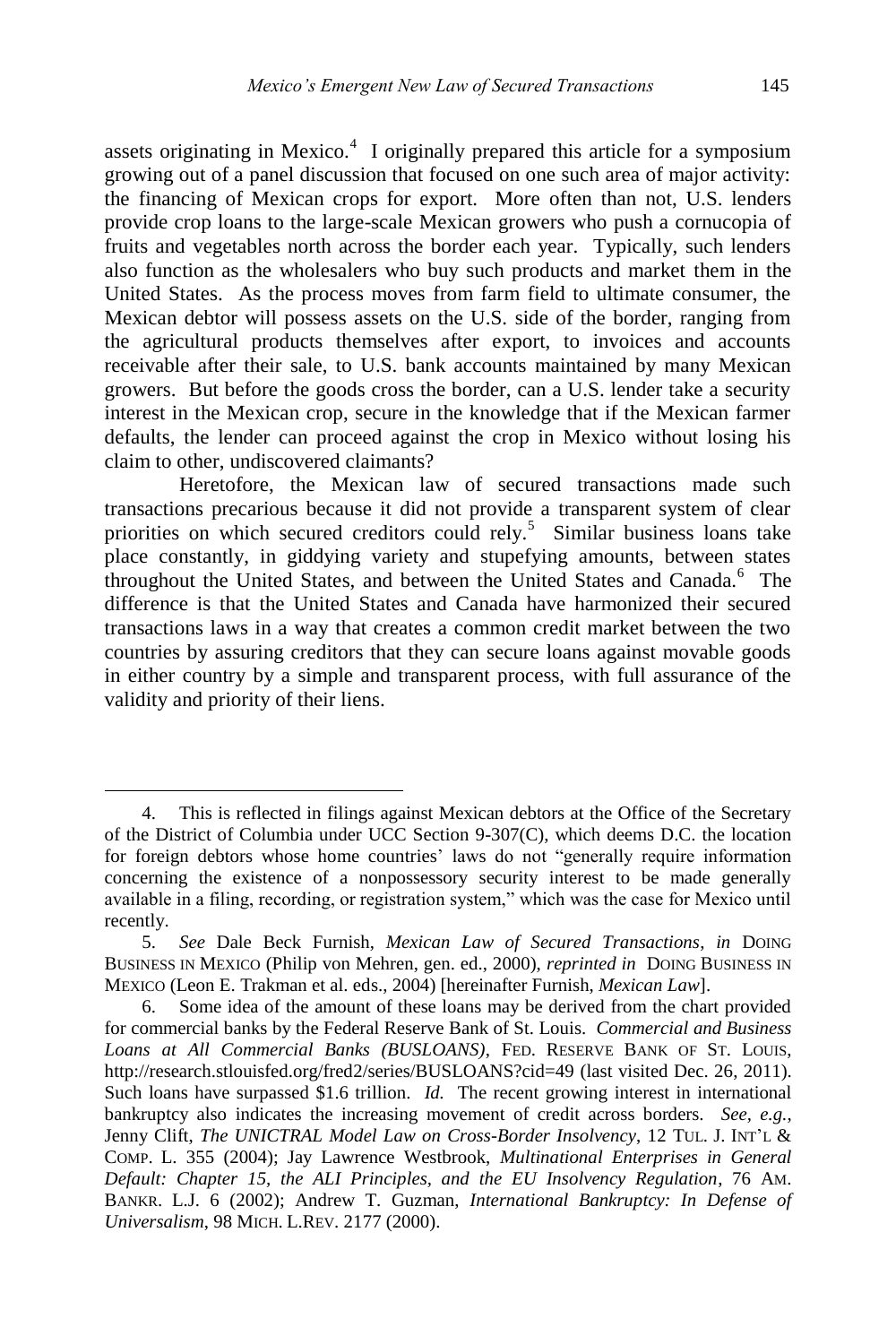assets originating in Mexico.[4] I originally prepared this article for a symposium growing out of a panel discussion that focused on one such area of major activity: the financing of Mexican crops for export. More often than not, U.S. lenders provide crop loans to the large-scale Mexican growers who push a cornucopia of fruits and vegetables north across the border each year. Typically, such lenders also function as the wholesalers who buy such products and market them in the United States. As the process moves from farm field to ultimate consumer, the Mexican debtor will possess assets on the U.S. side of the border, ranging from the agricultural products themselves after export, to invoices and accounts receivable after their sale, to U.S. bank accounts maintained by many Mexican growers. But before the goods cross the border, can a U.S. lender take a security interest in the Mexican crop, secure in the knowledge that if the Mexican farmer defaults, the lender can proceed against the crop in Mexico without losing his claim to other, undiscovered claimants?

Heretofore, the Mexican law of secured transactions made such transactions precarious because it did not provide a transparent system of clear priorities on which secured creditors could rely.[5] Similar business loans take place constantly, in giddying variety and stupefying amounts, between states throughout the United States, and between the United States and Canada.[6] The difference is that the United States and Canada have harmonized their secured transactions laws in a way that creates a common credit market between the two countries by assuring creditors that they can secure loans against movable goods in either country by a simple and transparent process, with full assurance of the validity and priority of their liens.

---

4. This is reflected in filings against Mexican debtors at the Office of the Secretary of the District of Columbia under UCC Section 9-307(C), which deems D.C. the location for foreign debtors whose home countries' laws do not "generally require information concerning the existence of a nonpossessory security interest to be made generally available in a filing, recording, or registration system," which was the case for Mexico until recently.

5. *See* Dale Beck Furnish, *Mexican Law of Secured Transactions*, *in* DOING BUSINESS IN MEXICO (Philip von Mehren, gen. ed., 2000), *reprinted in* DOING BUSINESS IN MEXICO (Leon E. Trakman et al. eds., 2004) [hereinafter Furnish, *Mexican Law*].

6. Some idea of the amount of these loans may be derived from the chart provided for commercial banks by the Federal Reserve Bank of St. Louis. *Commercial and Business Loans at All Commercial Banks (BUSLOANS)*, FED. RESERVE BANK OF ST. LOUIS, http://research.stlouisfed.org/fred2/series/BUSLOANS?cid=49 (last visited Dec. 26, 2011). Such loans have surpassed $1.6 trillion. *Id.* The recent growing interest in international bankruptcy also indicates the increasing movement of credit across borders. *See, e.g.*, Jenny Clift, *The UNICTRAL Model Law on Cross-Border Insolvency*, 12 TUL. J. INT'L & COMP. L. 355 (2004); Jay Lawrence Westbrook, *Multinational Enterprises in General Default: Chapter 15, the ALI Principles, and the EU Insolvency Regulation*, 76 AM. BANKR. L.J. 6 (2002); Andrew T. Guzman, *International Bankruptcy: In Defense of Universalism*, 98 MICH. L.REV. 2177 (2000).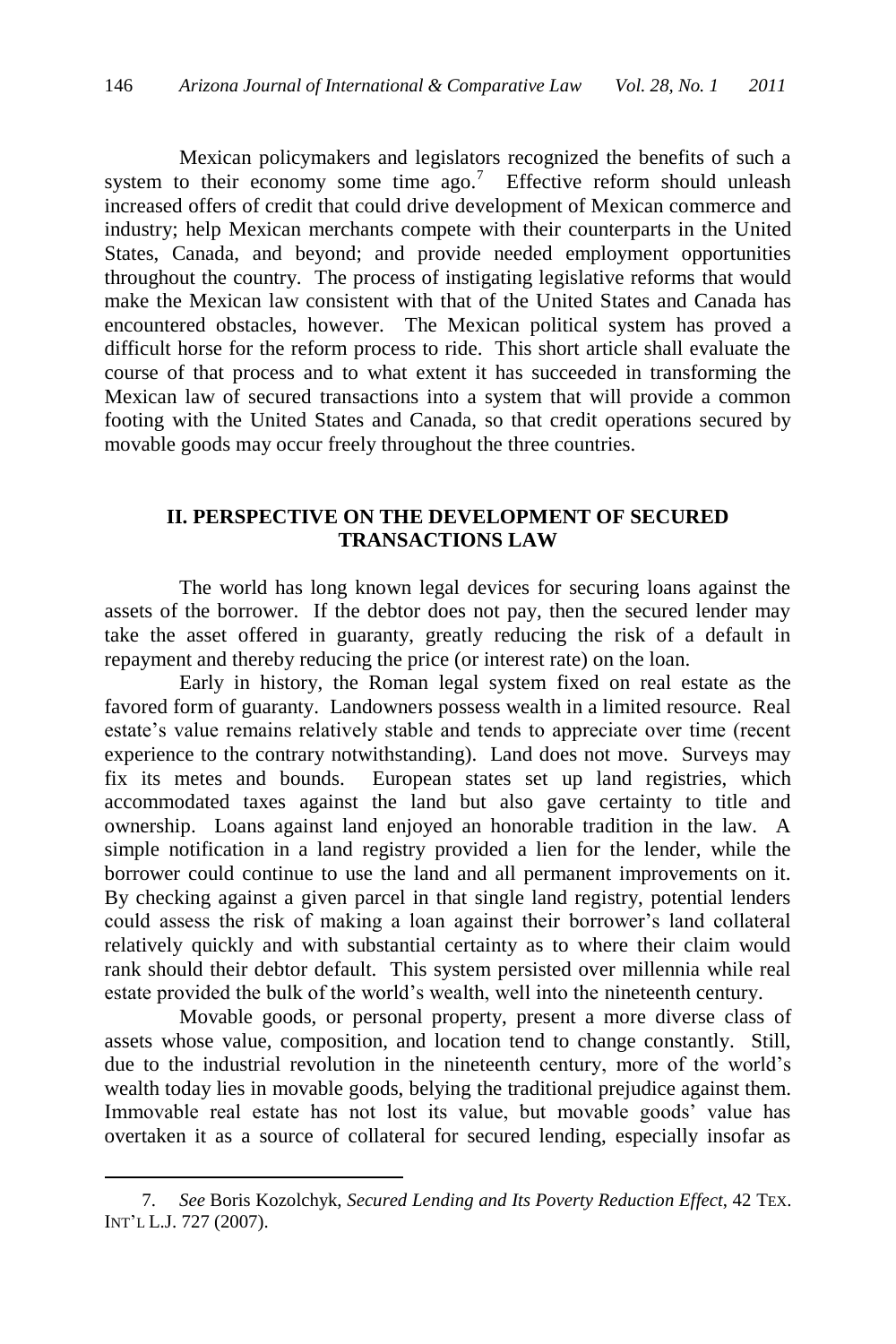Mexican policymakers and legislators recognized the benefits of such a system to their economy some time ago.[7] Effective reform should unleash increased offers of credit that could drive development of Mexican commerce and industry; help Mexican merchants compete with their counterparts in the United States, Canada, and beyond; and provide needed employment opportunities throughout the country. The process of instigating legislative reforms that would make the Mexican law consistent with that of the United States and Canada has encountered obstacles, however. The Mexican political system has proved a difficult horse for the reform process to ride. This short article shall evaluate the course of that process and to what extent it has succeeded in transforming the Mexican law of secured transactions into a system that will provide a common footing with the United States and Canada, so that credit operations secured by movable goods may occur freely throughout the three countries.

## II. PERSPECTIVE ON THE DEVELOPMENT OF SECURED TRANSACTIONS LAW

The world has long known legal devices for securing loans against the assets of the borrower. If the debtor does not pay, then the secured lender may take the asset offered in guaranty, greatly reducing the risk of a default in repayment and thereby reducing the price (or interest rate) on the loan.

Early in history, the Roman legal system fixed on real estate as the favored form of guaranty. Landowners possess wealth in a limited resource. Real estate's value remains relatively stable and tends to appreciate over time (recent experience to the contrary notwithstanding). Land does not move. Surveys may fix its metes and bounds. European states set up land registries, which accommodated taxes against the land but also gave certainty to title and ownership. Loans against land enjoyed an honorable tradition in the law. A simple notification in a land registry provided a lien for the lender, while the borrower could continue to use the land and all permanent improvements on it. By checking against a given parcel in that single land registry, potential lenders could assess the risk of making a loan against their borrower's land collateral relatively quickly and with substantial certainty as to where their claim would rank should their debtor default. This system persisted over millennia while real estate provided the bulk of the world's wealth, well into the nineteenth century.

Movable goods, or personal property, present a more diverse class of assets whose value, composition, and location tend to change constantly. Still, due to the industrial revolution in the nineteenth century, more of the world's wealth today lies in movable goods, belying the traditional prejudice against them. Immovable real estate has not lost its value, but movable goods' value has overtaken it as a source of collateral for secured lending, especially insofar as

---

7. *See* Boris Kozolchyk, *Secured Lending and Its Poverty Reduction Effect*, 42 TEX. INT'L L.J. 727 (2007).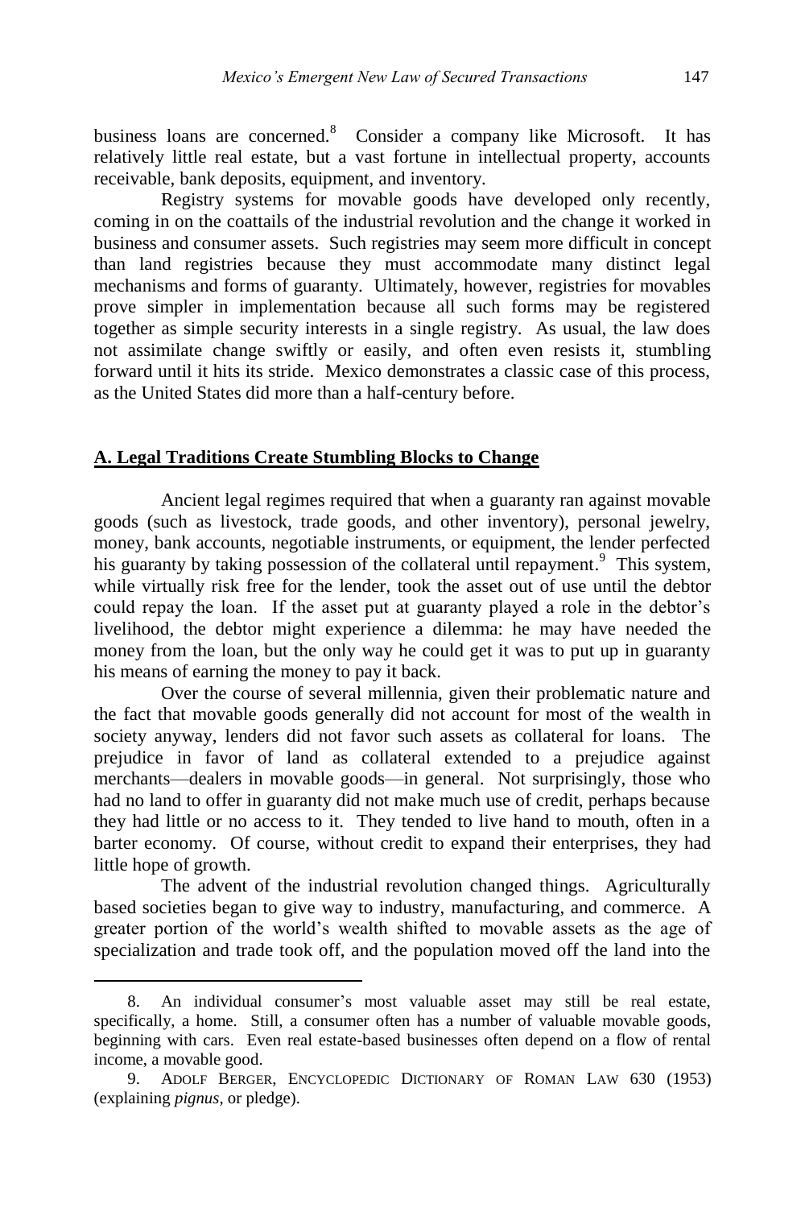business loans are concerned.[8] Consider a company like Microsoft. It has relatively little real estate, but a vast fortune in intellectual property, accounts receivable, bank deposits, equipment, and inventory.

Registry systems for movable goods have developed only recently, coming in on the coattails of the industrial revolution and the change it worked in business and consumer assets. Such registries may seem more difficult in concept than land registries because they must accommodate many distinct legal mechanisms and forms of guaranty. Ultimately, however, registries for movables prove simpler in implementation because all such forms may be registered together as simple security interests in a single registry. As usual, the law does not assimilate change swiftly or easily, and often even resists it, stumbling forward until it hits its stride. Mexico demonstrates a classic case of this process, as the United States did more than a half-century before.

## A. Legal Traditions Create Stumbling Blocks to Change

Ancient legal regimes required that when a guaranty ran against movable goods (such as livestock, trade goods, and other inventory), personal jewelry, money, bank accounts, negotiable instruments, or equipment, the lender perfected his guaranty by taking possession of the collateral until repayment.[9] This system, while virtually risk free for the lender, took the asset out of use until the debtor could repay the loan. If the asset put at guaranty played a role in the debtor's livelihood, the debtor might experience a dilemma: he may have needed the money from the loan, but the only way he could get it was to put up in guaranty his means of earning the money to pay it back.

Over the course of several millennia, given their problematic nature and the fact that movable goods generally did not account for most of the wealth in society anyway, lenders did not favor such assets as collateral for loans. The prejudice in favor of land as collateral extended to a prejudice against merchants—dealers in movable goods—in general. Not surprisingly, those who had no land to offer in guaranty did not make much use of credit, perhaps because they had little or no access to it. They tended to live hand to mouth, often in a barter economy. Of course, without credit to expand their enterprises, they had little hope of growth.

The advent of the industrial revolution changed things. Agriculturally based societies began to give way to industry, manufacturing, and commerce. A greater portion of the world's wealth shifted to movable assets as the age of specialization and trade took off, and the population moved off the land into the

8. An individual consumer's most valuable asset may still be real estate, specifically, a home. Still, a consumer often has a number of valuable movable goods, beginning with cars. Even real estate-based businesses often depend on a flow of rental income, a movable good.

9. ADOLF BERGER, ENCYCLOPEDIC DICTIONARY OF ROMAN LAW 630 (1953) (explaining *pignus*, or pledge).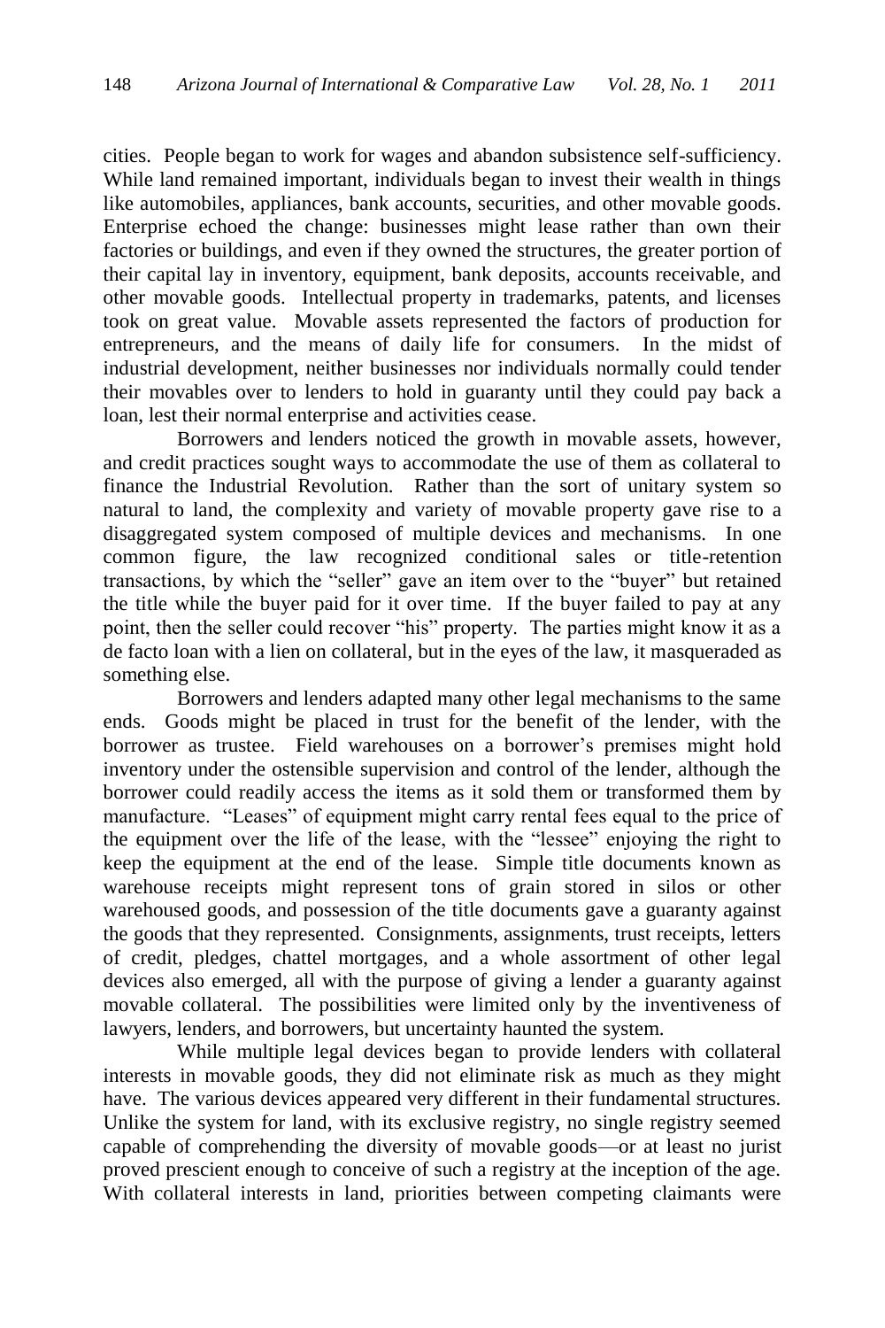cities. People began to work for wages and abandon subsistence self-sufficiency. While land remained important, individuals began to invest their wealth in things like automobiles, appliances, bank accounts, securities, and other movable goods. Enterprise echoed the change: businesses might lease rather than own their factories or buildings, and even if they owned the structures, the greater portion of their capital lay in inventory, equipment, bank deposits, accounts receivable, and other movable goods. Intellectual property in trademarks, patents, and licenses took on great value. Movable assets represented the factors of production for entrepreneurs, and the means of daily life for consumers. In the midst of industrial development, neither businesses nor individuals normally could tender their movables over to lenders to hold in guaranty until they could pay back a loan, lest their normal enterprise and activities cease.

Borrowers and lenders noticed the growth in movable assets, however, and credit practices sought ways to accommodate the use of them as collateral to finance the Industrial Revolution. Rather than the sort of unitary system so natural to land, the complexity and variety of movable property gave rise to a disaggregated system composed of multiple devices and mechanisms. In one common figure, the law recognized conditional sales or title-retention transactions, by which the "seller" gave an item over to the "buyer" but retained the title while the buyer paid for it over time. If the buyer failed to pay at any point, then the seller could recover "his" property. The parties might know it as a de facto loan with a lien on collateral, but in the eyes of the law, it masqueraded as something else.

Borrowers and lenders adapted many other legal mechanisms to the same ends. Goods might be placed in trust for the benefit of the lender, with the borrower as trustee. Field warehouses on a borrower's premises might hold inventory under the ostensible supervision and control of the lender, although the borrower could readily access the items as it sold them or transformed them by manufacture. "Leases" of equipment might carry rental fees equal to the price of the equipment over the life of the lease, with the "lessee" enjoying the right to keep the equipment at the end of the lease. Simple title documents known as warehouse receipts might represent tons of grain stored in silos or other warehoused goods, and possession of the title documents gave a guaranty against the goods that they represented. Consignments, assignments, trust receipts, letters of credit, pledges, chattel mortgages, and a whole assortment of other legal devices also emerged, all with the purpose of giving a lender a guaranty against movable collateral. The possibilities were limited only by the inventiveness of lawyers, lenders, and borrowers, but uncertainty haunted the system.

While multiple legal devices began to provide lenders with collateral interests in movable goods, they did not eliminate risk as much as they might have. The various devices appeared very different in their fundamental structures. Unlike the system for land, with its exclusive registry, no single registry seemed capable of comprehending the diversity of movable goods—or at least no jurist proved prescient enough to conceive of such a registry at the inception of the age. With collateral interests in land, priorities between competing claimants were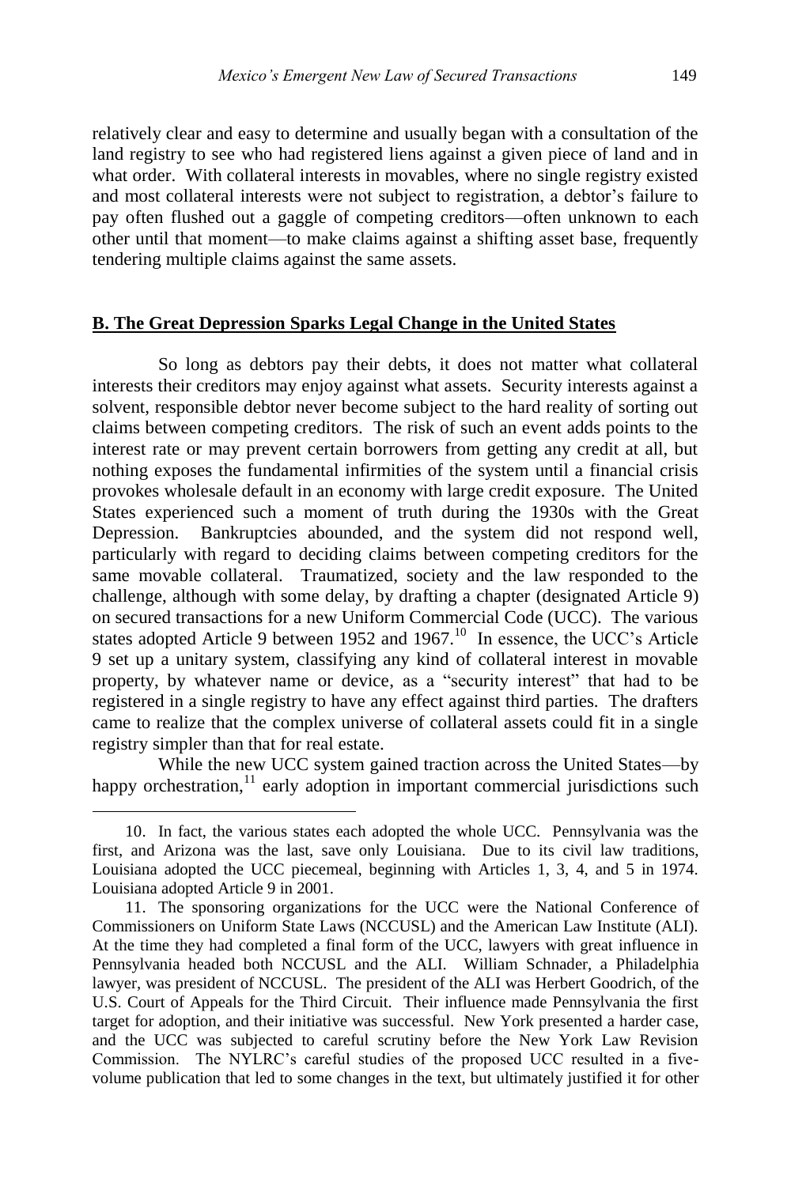relatively clear and easy to determine and usually began with a consultation of the land registry to see who had registered liens against a given piece of land and in what order. With collateral interests in movables, where no single registry existed and most collateral interests were not subject to registration, a debtor's failure to pay often flushed out a gaggle of competing creditors—often unknown to each other until that moment—to make claims against a shifting asset base, frequently tendering multiple claims against the same assets.

## B. The Great Depression Sparks Legal Change in the United States

So long as debtors pay their debts, it does not matter what collateral interests their creditors may enjoy against what assets. Security interests against a solvent, responsible debtor never become subject to the hard reality of sorting out claims between competing creditors. The risk of such an event adds points to the interest rate or may prevent certain borrowers from getting any credit at all, but nothing exposes the fundamental infirmities of the system until a financial crisis provokes wholesale default in an economy with large credit exposure. The United States experienced such a moment of truth during the 1930s with the Great Depression. Bankruptcies abounded, and the system did not respond well, particularly with regard to deciding claims between competing creditors for the same movable collateral. Traumatized, society and the law responded to the challenge, although with some delay, by drafting a chapter (designated Article 9) on secured transactions for a new Uniform Commercial Code (UCC). The various states adopted Article 9 between 1952 and 1967.[10] In essence, the UCC's Article 9 set up a unitary system, classifying any kind of collateral interest in movable property, by whatever name or device, as a "security interest" that had to be registered in a single registry to have any effect against third parties. The drafters came to realize that the complex universe of collateral assets could fit in a single registry simpler than that for real estate.

While the new UCC system gained traction across the United States—by happy orchestration,[11] early adoption in important commercial jurisdictions such

---

10. In fact, the various states each adopted the whole UCC. Pennsylvania was the first, and Arizona was the last, save only Louisiana. Due to its civil law traditions, Louisiana adopted the UCC piecemeal, beginning with Articles 1, 3, 4, and 5 in 1974. Louisiana adopted Article 9 in 2001.

11. The sponsoring organizations for the UCC were the National Conference of Commissioners on Uniform State Laws (NCCUSL) and the American Law Institute (ALI). At the time they had completed a final form of the UCC, lawyers with great influence in Pennsylvania headed both NCCUSL and the ALI. William Schnader, a Philadelphia lawyer, was president of NCCUSL. The president of the ALI was Herbert Goodrich, of the U.S. Court of Appeals for the Third Circuit. Their influence made Pennsylvania the first target for adoption, and their initiative was successful. New York presented a harder case, and the UCC was subjected to careful scrutiny before the New York Law Revision Commission. The NYLRC's careful studies of the proposed UCC resulted in a five-volume publication that led to some changes in the text, but ultimately justified it for other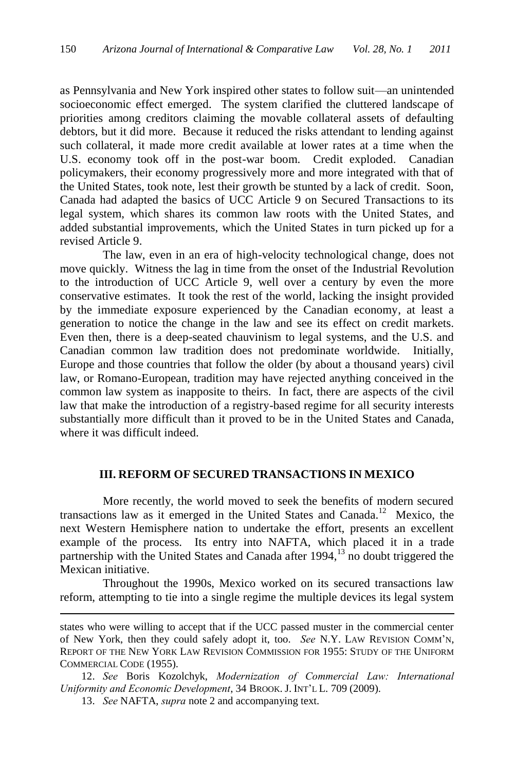as Pennsylvania and New York inspired other states to follow suit—an unintended socioeconomic effect emerged. The system clarified the cluttered landscape of priorities among creditors claiming the movable collateral assets of defaulting debtors, but it did more. Because it reduced the risks attendant to lending against such collateral, it made more credit available at lower rates at a time when the U.S. economy took off in the post-war boom. Credit exploded. Canadian policymakers, their economy progressively more and more integrated with that of the United States, took note, lest their growth be stunted by a lack of credit. Soon, Canada had adapted the basics of UCC Article 9 on Secured Transactions to its legal system, which shares its common law roots with the United States, and added substantial improvements, which the United States in turn picked up for a revised Article 9.

The law, even in an era of high-velocity technological change, does not move quickly. Witness the lag in time from the onset of the Industrial Revolution to the introduction of UCC Article 9, well over a century by even the more conservative estimates. It took the rest of the world, lacking the insight provided by the immediate exposure experienced by the Canadian economy, at least a generation to notice the change in the law and see its effect on credit markets. Even then, there is a deep-seated chauvinism to legal systems, and the U.S. and Canadian common law tradition does not predominate worldwide. Initially, Europe and those countries that follow the older (by about a thousand years) civil law, or Romano-European, tradition may have rejected anything conceived in the common law system as inapposite to theirs. In fact, there are aspects of the civil law that make the introduction of a registry-based regime for all security interests substantially more difficult than it proved to be in the United States and Canada, where it was difficult indeed.

## III. REFORM OF SECURED TRANSACTIONS IN MEXICO

More recently, the world moved to seek the benefits of modern secured transactions law as it emerged in the United States and Canada.[12] Mexico, the next Western Hemisphere nation to undertake the effort, presents an excellent example of the process. Its entry into NAFTA, which placed it in a trade partnership with the United States and Canada after 1994,[13] no doubt triggered the Mexican initiative.

Throughout the 1990s, Mexico worked on its secured transactions law reform, attempting to tie into a single regime the multiple devices its legal system

---

states who were willing to accept that if the UCC passed muster in the commercial center of New York, then they could safely adopt it, too. *See* N.Y. LAW REVISION COMM'N, REPORT OF THE NEW YORK LAW REVISION COMMISSION FOR 1955: STUDY OF THE UNIFORM COMMERCIAL CODE (1955).

12. *See* Boris Kozolchyk, *Modernization of Commercial Law: International Uniformity and Economic Development*, 34 BROOK. J. INT'L L. 709 (2009).

13. *See* NAFTA, *supra* note 2 and accompanying text.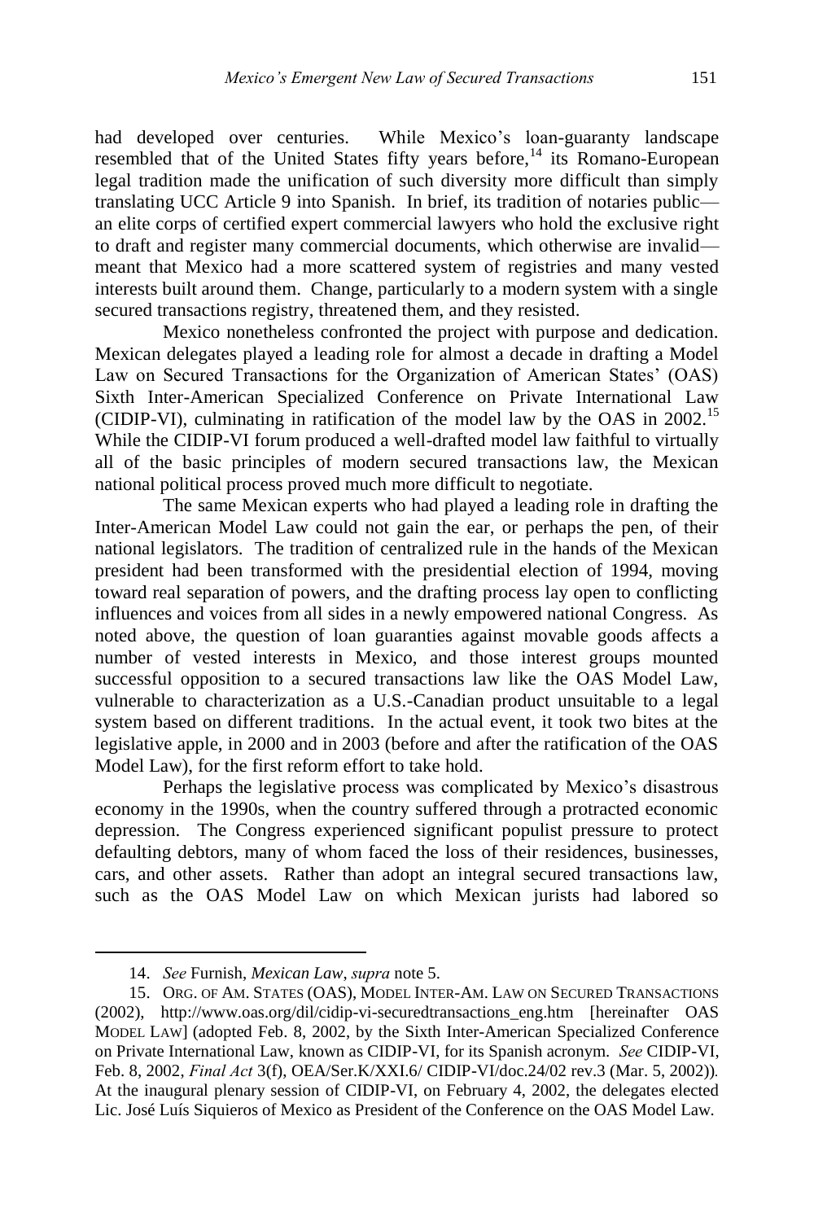had developed over centuries. While Mexico's loan-guaranty landscape resembled that of the United States fifty years before,[14] its Romano-European legal tradition made the unification of such diversity more difficult than simply translating UCC Article 9 into Spanish. In brief, its tradition of notaries public—an elite corps of certified expert commercial lawyers who hold the exclusive right to draft and register many commercial documents, which otherwise are invalid—meant that Mexico had a more scattered system of registries and many vested interests built around them. Change, particularly to a modern system with a single secured transactions registry, threatened them, and they resisted.

Mexico nonetheless confronted the project with purpose and dedication. Mexican delegates played a leading role for almost a decade in drafting a Model Law on Secured Transactions for the Organization of American States' (OAS) Sixth Inter-American Specialized Conference on Private International Law (CIDIP-VI), culminating in ratification of the model law by the OAS in 2002.[15] While the CIDIP-VI forum produced a well-drafted model law faithful to virtually all of the basic principles of modern secured transactions law, the Mexican national political process proved much more difficult to negotiate.

The same Mexican experts who had played a leading role in drafting the Inter-American Model Law could not gain the ear, or perhaps the pen, of their national legislators. The tradition of centralized rule in the hands of the Mexican president had been transformed with the presidential election of 1994, moving toward real separation of powers, and the drafting process lay open to conflicting influences and voices from all sides in a newly empowered national Congress. As noted above, the question of loan guaranties against movable goods affects a number of vested interests in Mexico, and those interest groups mounted successful opposition to a secured transactions law like the OAS Model Law, vulnerable to characterization as a U.S.-Canadian product unsuitable to a legal system based on different traditions. In the actual event, it took two bites at the legislative apple, in 2000 and in 2003 (before and after the ratification of the OAS Model Law), for the first reform effort to take hold.

Perhaps the legislative process was complicated by Mexico's disastrous economy in the 1990s, when the country suffered through a protracted economic depression. The Congress experienced significant populist pressure to protect defaulting debtors, many of whom faced the loss of their residences, businesses, cars, and other assets. Rather than adopt an integral secured transactions law, such as the OAS Model Law on which Mexican jurists had labored so

---

14. *See* Furnish, *Mexican Law*, *supra* note 5.

15. ORG. OF AM. STATES (OAS), MODEL INTER-AM. LAW ON SECURED TRANSACTIONS (2002), http://www.oas.org/dil/cidip-vi-securedtransactions_eng.htm [hereinafter OAS MODEL LAW] (adopted Feb. 8, 2002, by the Sixth Inter-American Specialized Conference on Private International Law, known as CIDIP-VI, for its Spanish acronym. *See* CIDIP-VI, Feb. 8, 2002, *Final Act* 3(f), OEA/Ser.K/XXI.6/ CIDIP-VI/doc.24/02 rev.3 (Mar. 5, 2002)). At the inaugural plenary session of CIDIP-VI, on February 4, 2002, the delegates elected Lic. José Luís Siquieros of Mexico as President of the Conference on the OAS Model Law.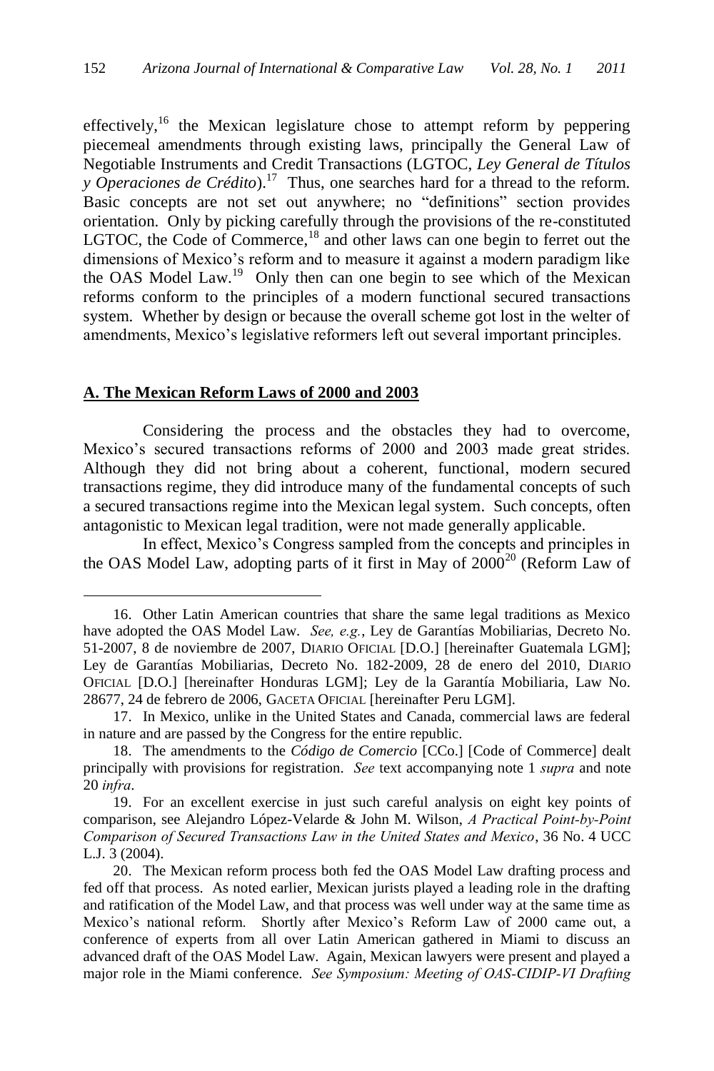effectively,[16] the Mexican legislature chose to attempt reform by peppering piecemeal amendments through existing laws, principally the General Law of Negotiable Instruments and Credit Transactions (LGTOC, *Ley General de Títulos y Operaciones de Crédito*).[17] Thus, one searches hard for a thread to the reform. Basic concepts are not set out anywhere; no "definitions" section provides orientation. Only by picking carefully through the provisions of the re-constituted LGTOC, the Code of Commerce,[18] and other laws can one begin to ferret out the dimensions of Mexico's reform and to measure it against a modern paradigm like the OAS Model Law.[19] Only then can one begin to see which of the Mexican reforms conform to the principles of a modern functional secured transactions system. Whether by design or because the overall scheme got lost in the welter of amendments, Mexico's legislative reformers left out several important principles.

## A. The Mexican Reform Laws of 2000 and 2003

Considering the process and the obstacles they had to overcome, Mexico's secured transactions reforms of 2000 and 2003 made great strides. Although they did not bring about a coherent, functional, modern secured transactions regime, they did introduce many of the fundamental concepts of such a secured transactions regime into the Mexican legal system. Such concepts, often antagonistic to Mexican legal tradition, were not made generally applicable.

In effect, Mexico's Congress sampled from the concepts and principles in the OAS Model Law, adopting parts of it first in May of 2000[20] (Reform Law of

---

16. Other Latin American countries that share the same legal traditions as Mexico have adopted the OAS Model Law. *See, e.g.*, Ley de Garantías Mobiliarias, Decreto No. 51-2007, 8 de noviembre de 2007, DIARIO OFICIAL [D.O.] [hereinafter Guatemala LGM]; Ley de Garantías Mobiliarias, Decreto No. 182-2009, 28 de enero del 2010, DIARIO OFICIAL [D.O.] [hereinafter Honduras LGM]; Ley de la Garantía Mobiliaria, Law No. 28677, 24 de febrero de 2006, GACETA OFICIAL [hereinafter Peru LGM].

17. In Mexico, unlike in the United States and Canada, commercial laws are federal in nature and are passed by the Congress for the entire republic.

18. The amendments to the *Código de Comercio* [CCo.] [Code of Commerce] dealt principally with provisions for registration. *See* text accompanying note 1 *supra* and note 20 *infra*.

19. For an excellent exercise in just such careful analysis on eight key points of comparison, see Alejandro López-Velarde & John M. Wilson, *A Practical Point-by-Point Comparison of Secured Transactions Law in the United States and Mexico*, 36 No. 4 UCC L.J. 3 (2004).

20. The Mexican reform process both fed the OAS Model Law drafting process and fed off that process. As noted earlier, Mexican jurists played a leading role in the drafting and ratification of the Model Law, and that process was well under way at the same time as Mexico's national reform. Shortly after Mexico's Reform Law of 2000 came out, a conference of experts from all over Latin American gathered in Miami to discuss an advanced draft of the OAS Model Law. Again, Mexican lawyers were present and played a major role in the Miami conference. *See Symposium: Meeting of OAS-CIDIP-VI Drafting*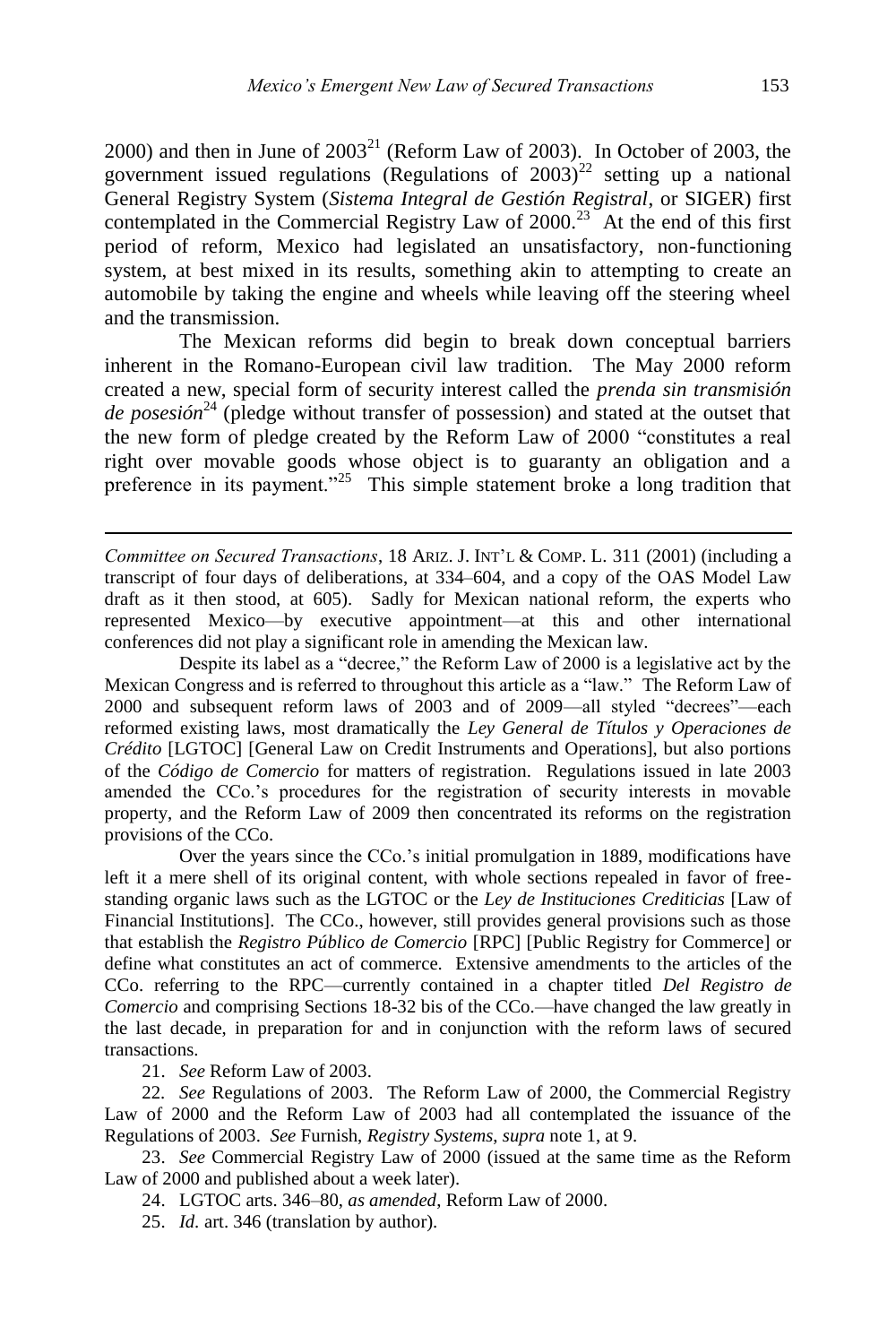2000) and then in June of 2003[21] (Reform Law of 2003). In October of 2003, the government issued regulations (Regulations of 2003)[22] setting up a national General Registry System (*Sistema Integral de Gestión Registral*, or SIGER) first contemplated in the Commercial Registry Law of 2000.[23] At the end of this first period of reform, Mexico had legislated an unsatisfactory, non-functioning system, at best mixed in its results, something akin to attempting to create an automobile by taking the engine and wheels while leaving off the steering wheel and the transmission.

The Mexican reforms did begin to break down conceptual barriers inherent in the Romano-European civil law tradition. The May 2000 reform created a new, special form of security interest called the *prenda sin transmisión de posesión*[24] (pledge without transfer of possession) and stated at the outset that the new form of pledge created by the Reform Law of 2000 "constitutes a real right over movable goods whose object is to guaranty an obligation and a preference in its payment."[25] This simple statement broke a long tradition that

---

*Committee on Secured Transactions*, 18 ARIZ. J. INT'L & COMP. L. 311 (2001) (including a transcript of four days of deliberations, at 334–604, and a copy of the OAS Model Law draft as it then stood, at 605). Sadly for Mexican national reform, the experts who represented Mexico—by executive appointment—at this and other international conferences did not play a significant role in amending the Mexican law.

Despite its label as a "decree," the Reform Law of 2000 is a legislative act by the Mexican Congress and is referred to throughout this article as a "law." The Reform Law of 2000 and subsequent reform laws of 2003 and of 2009—all styled "decrees"—each reformed existing laws, most dramatically the *Ley General de Títulos y Operaciones de Crédito* [LGTOC] [General Law on Credit Instruments and Operations], but also portions of the *Código de Comercio* for matters of registration. Regulations issued in late 2003 amended the CCo.'s procedures for the registration of security interests in movable property, and the Reform Law of 2009 then concentrated its reforms on the registration provisions of the CCo.

Over the years since the CCo.'s initial promulgation in 1889, modifications have left it a mere shell of its original content, with whole sections repealed in favor of free-standing organic laws such as the LGTOC or the *Ley de Instituciones Crediticias* [Law of Financial Institutions]. The CCo., however, still provides general provisions such as those that establish the *Registro Público de Comercio* [RPC] [Public Registry for Commerce] or define what constitutes an act of commerce. Extensive amendments to the articles of the CCo. referring to the RPC—currently contained in a chapter titled *Del Registro de Comercio* and comprising Sections 18-32 bis of the CCo.—have changed the law greatly in the last decade, in preparation for and in conjunction with the reform laws of secured transactions.

21. *See* Reform Law of 2003.

22. *See* Regulations of 2003. The Reform Law of 2000, the Commercial Registry Law of 2000 and the Reform Law of 2003 had all contemplated the issuance of the Regulations of 2003. *See* Furnish, *Registry Systems*, *supra* note 1, at 9.

23. *See* Commercial Registry Law of 2000 (issued at the same time as the Reform Law of 2000 and published about a week later).

24. LGTOC arts. 346–80, *as amended*, Reform Law of 2000.

25. *Id.* art. 346 (translation by author).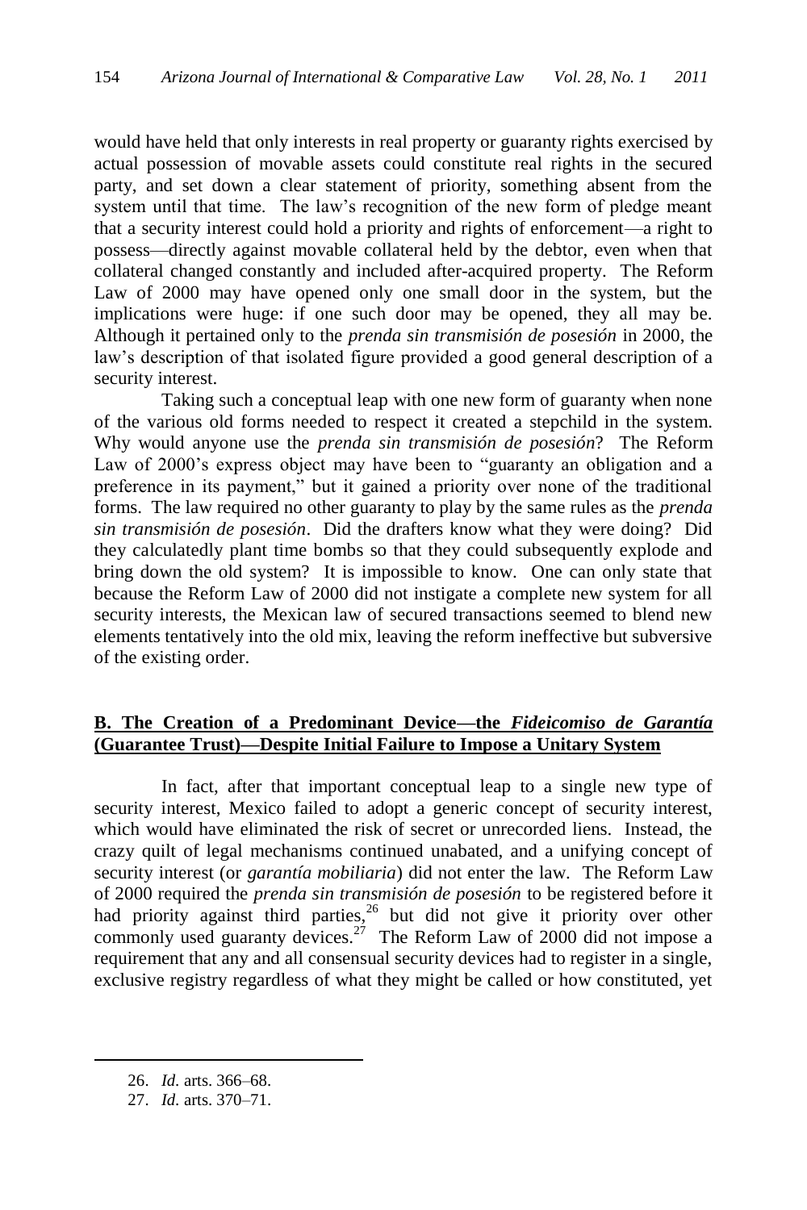would have held that only interests in real property or guaranty rights exercised by actual possession of movable assets could constitute real rights in the secured party, and set down a clear statement of priority, something absent from the system until that time. The law's recognition of the new form of pledge meant that a security interest could hold a priority and rights of enforcement—a right to possess—directly against movable collateral held by the debtor, even when that collateral changed constantly and included after-acquired property. The Reform Law of 2000 may have opened only one small door in the system, but the implications were huge: if one such door may be opened, they all may be. Although it pertained only to the *prenda sin transmisión de posesión* in 2000, the law's description of that isolated figure provided a good general description of a security interest.

Taking such a conceptual leap with one new form of guaranty when none of the various old forms needed to respect it created a stepchild in the system. Why would anyone use the *prenda sin transmisión de posesión*? The Reform Law of 2000's express object may have been to "guaranty an obligation and a preference in its payment," but it gained a priority over none of the traditional forms. The law required no other guaranty to play by the same rules as the *prenda sin transmisión de posesión*. Did the drafters know what they were doing? Did they calculatedly plant time bombs so that they could subsequently explode and bring down the old system? It is impossible to know. One can only state that because the Reform Law of 2000 did not instigate a complete new system for all security interests, the Mexican law of secured transactions seemed to blend new elements tentatively into the old mix, leaving the reform ineffective but subversive of the existing order.

## B. The Creation of a Predominant Device—the *Fideicomiso de Garantía* (Guarantee Trust)—Despite Initial Failure to Impose a Unitary System

In fact, after that important conceptual leap to a single new type of security interest, Mexico failed to adopt a generic concept of security interest, which would have eliminated the risk of secret or unrecorded liens. Instead, the crazy quilt of legal mechanisms continued unabated, and a unifying concept of security interest (or *garantía mobiliaria*) did not enter the law. The Reform Law of 2000 required the *prenda sin transmisión de posesión* to be registered before it had priority against third parties,[26] but did not give it priority over other commonly used guaranty devices.[27] The Reform Law of 2000 did not impose a requirement that any and all consensual security devices had to register in a single, exclusive registry regardless of what they might be called or how constituted, yet

26. *Id.* arts. 366–68.

27. *Id.* arts. 370–71.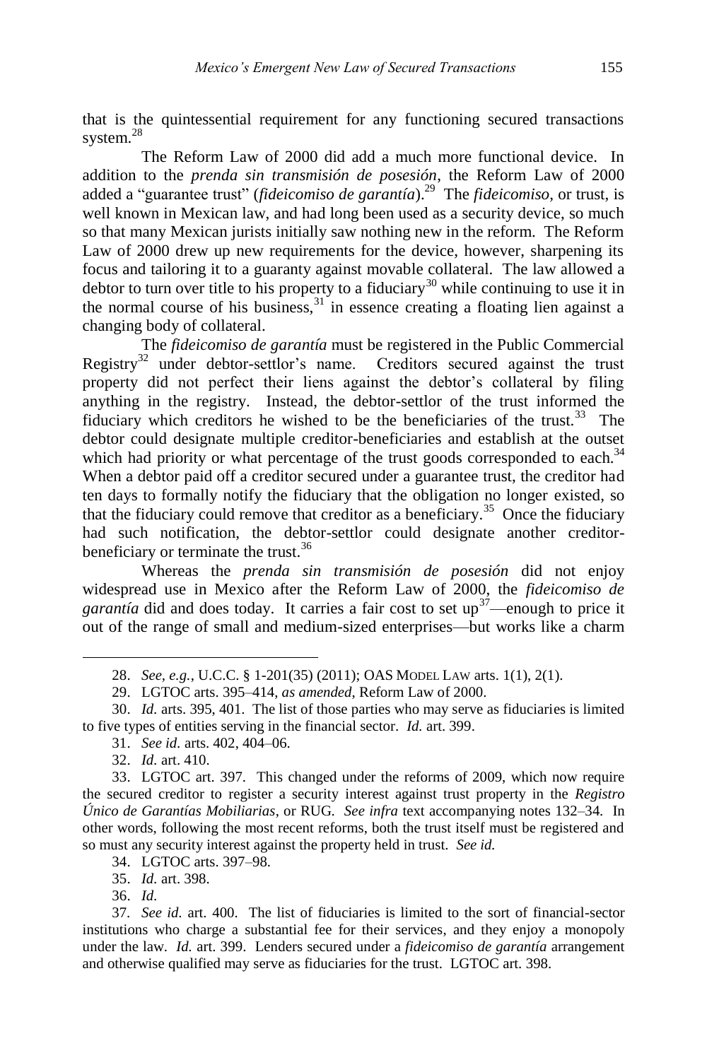that is the quintessential requirement for any functioning secured transactions system.[28]

The Reform Law of 2000 did add a much more functional device. In addition to the *prenda sin transmisión de posesión*, the Reform Law of 2000 added a "guarantee trust" (*fideicomiso de garantía*).[29] The *fideicomiso*, or trust, is well known in Mexican law, and had long been used as a security device, so much so that many Mexican jurists initially saw nothing new in the reform. The Reform Law of 2000 drew up new requirements for the device, however, sharpening its focus and tailoring it to a guaranty against movable collateral. The law allowed a debtor to turn over title to his property to a fiduciary[30] while continuing to use it in the normal course of his business,[31] in essence creating a floating lien against a changing body of collateral.

The *fideicomiso de garantía* must be registered in the Public Commercial Registry[32] under debtor-settlor's name. Creditors secured against the trust property did not perfect their liens against the debtor's collateral by filing anything in the registry. Instead, the debtor-settlor of the trust informed the fiduciary which creditors he wished to be the beneficiaries of the trust.[33] The debtor could designate multiple creditor-beneficiaries and establish at the outset which had priority or what percentage of the trust goods corresponded to each.[34] When a debtor paid off a creditor secured under a guarantee trust, the creditor had ten days to formally notify the fiduciary that the obligation no longer existed, so that the fiduciary could remove that creditor as a beneficiary.[35] Once the fiduciary had such notification, the debtor-settlor could designate another creditor-beneficiary or terminate the trust.[36]

Whereas the *prenda sin transmisión de posesión* did not enjoy widespread use in Mexico after the Reform Law of 2000, the *fideicomiso de garantía* did and does today. It carries a fair cost to set up[37]—enough to price it out of the range of small and medium-sized enterprises—but works like a charm

---

28. *See, e.g.*, U.C.C. § 1-201(35) (2011); OAS MODEL LAW arts. 1(1), 2(1).

29. LGTOC arts. 395–414, *as amended*, Reform Law of 2000.

30. *Id.* arts. 395, 401. The list of those parties who may serve as fiduciaries is limited to five types of entities serving in the financial sector. *Id.* art. 399.

31. *See id.* arts. 402, 404–06.

32. *Id.* art. 410.

33. LGTOC art. 397. This changed under the reforms of 2009, which now require the secured creditor to register a security interest against trust property in the *Registro Único de Garantías Mobiliarias*, or RUG. *See infra* text accompanying notes 132–34. In other words, following the most recent reforms, both the trust itself must be registered and so must any security interest against the property held in trust. *See id.*

34. LGTOC arts. 397–98.

35. *Id.* art. 398.

36. *Id.*

37. *See id.* art. 400. The list of fiduciaries is limited to the sort of financial-sector institutions who charge a substantial fee for their services, and they enjoy a monopoly under the law. *Id.* art. 399. Lenders secured under a *fideicomiso de garantía* arrangement and otherwise qualified may serve as fiduciaries for the trust. LGTOC art. 398.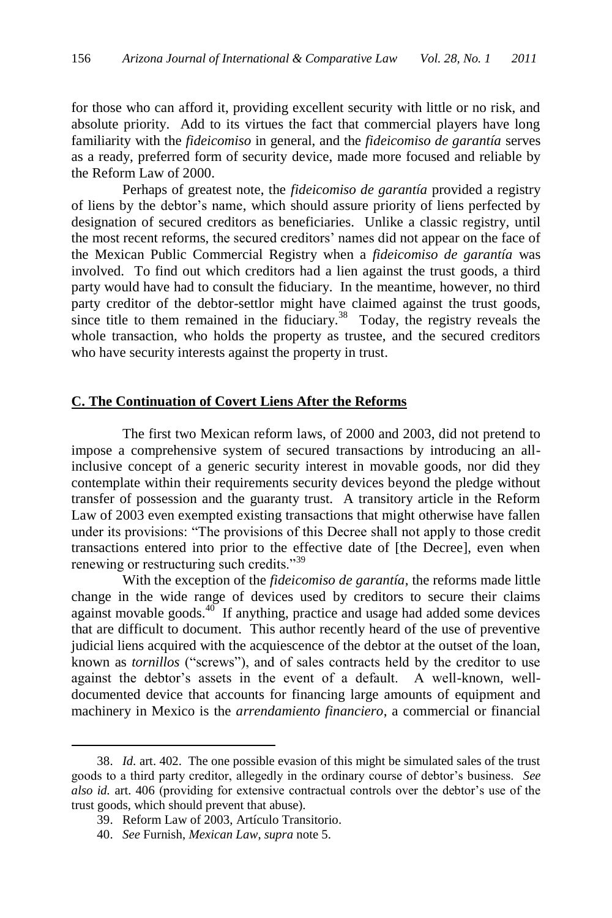for those who can afford it, providing excellent security with little or no risk, and absolute priority. Add to its virtues the fact that commercial players have long familiarity with the *fideicomiso* in general, and the *fideicomiso de garantía* serves as a ready, preferred form of security device, made more focused and reliable by the Reform Law of 2000.

Perhaps of greatest note, the *fideicomiso de garantía* provided a registry of liens by the debtor's name, which should assure priority of liens perfected by designation of secured creditors as beneficiaries. Unlike a classic registry, until the most recent reforms, the secured creditors' names did not appear on the face of the Mexican Public Commercial Registry when a *fideicomiso de garantía* was involved. To find out which creditors had a lien against the trust goods, a third party would have had to consult the fiduciary. In the meantime, however, no third party creditor of the debtor-settlor might have claimed against the trust goods, since title to them remained in the fiduciary.[38] Today, the registry reveals the whole transaction, who holds the property as trustee, and the secured creditors who have security interests against the property in trust.

## C. The Continuation of Covert Liens After the Reforms

The first two Mexican reform laws, of 2000 and 2003, did not pretend to impose a comprehensive system of secured transactions by introducing an all-inclusive concept of a generic security interest in movable goods, nor did they contemplate within their requirements security devices beyond the pledge without transfer of possession and the guaranty trust. A transitory article in the Reform Law of 2003 even exempted existing transactions that might otherwise have fallen under its provisions: "The provisions of this Decree shall not apply to those credit transactions entered into prior to the effective date of [the Decree], even when renewing or restructuring such credits."[39]

With the exception of the *fideicomiso de garantía*, the reforms made little change in the wide range of devices used by creditors to secure their claims against movable goods.[40] If anything, practice and usage had added some devices that are difficult to document. This author recently heard of the use of preventive judicial liens acquired with the acquiescence of the debtor at the outset of the loan, known as *tornillos* ("screws"), and of sales contracts held by the creditor to use against the debtor's assets in the event of a default. A well-known, well-documented device that accounts for financing large amounts of equipment and machinery in Mexico is the *arrendamiento financiero*, a commercial or financial

---

38. *Id.* art. 402. The one possible evasion of this might be simulated sales of the trust goods to a third party creditor, allegedly in the ordinary course of debtor's business. *See also id.* art. 406 (providing for extensive contractual controls over the debtor's use of the trust goods, which should prevent that abuse).

39. Reform Law of 2003, Artículo Transitorio.

40. *See* Furnish, *Mexican Law*, *supra* note 5.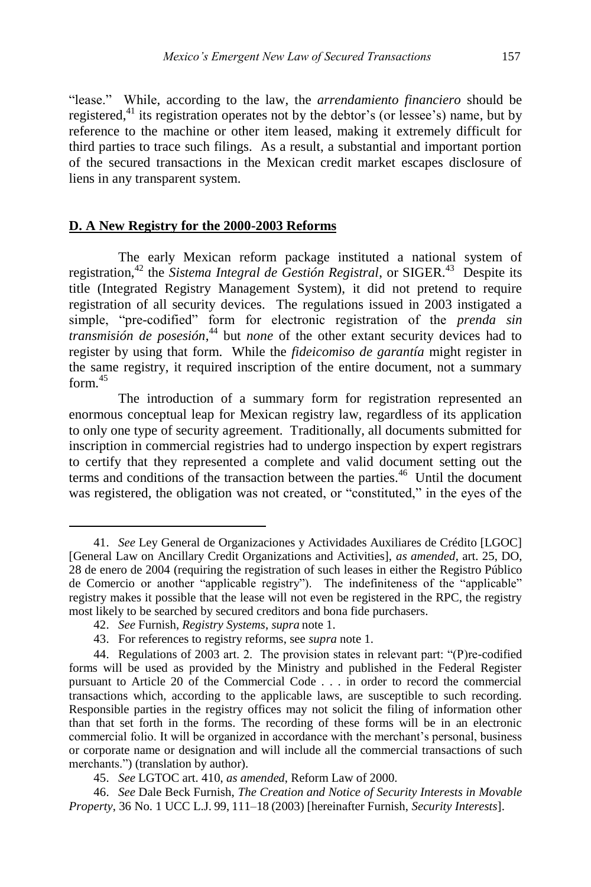"lease." While, according to the law, the *arrendamiento financiero* should be registered,[41] its registration operates not by the debtor's (or lessee's) name, but by reference to the machine or other item leased, making it extremely difficult for third parties to trace such filings. As a result, a substantial and important portion of the secured transactions in the Mexican credit market escapes disclosure of liens in any transparent system.

## D. A New Registry for the 2000-2003 Reforms

The early Mexican reform package instituted a national system of registration,[42] the *Sistema Integral de Gestión Registral*, or SIGER.[43] Despite its title (Integrated Registry Management System), it did not pretend to require registration of all security devices. The regulations issued in 2003 instigated a simple, "pre-codified" form for electronic registration of the *prenda sin transmisión de posesión*,[44] but *none* of the other extant security devices had to register by using that form. While the *fideicomiso de garantía* might register in the same registry, it required inscription of the entire document, not a summary form.[45]

The introduction of a summary form for registration represented an enormous conceptual leap for Mexican registry law, regardless of its application to only one type of security agreement. Traditionally, all documents submitted for inscription in commercial registries had to undergo inspection by expert registrars to certify that they represented a complete and valid document setting out the terms and conditions of the transaction between the parties.[46] Until the document was registered, the obligation was not created, or "constituted," in the eyes of the

---

41. *See* Ley General de Organizaciones y Actividades Auxiliares de Crédito [LGOC] [General Law on Ancillary Credit Organizations and Activities], *as amended*, art. 25, DO, 28 de enero de 2004 (requiring the registration of such leases in either the Registro Público de Comercio or another "applicable registry"). The indefiniteness of the "applicable" registry makes it possible that the lease will not even be registered in the RPC, the registry most likely to be searched by secured creditors and bona fide purchasers.

42. *See* Furnish, *Registry Systems*, *supra* note 1.

43. For references to registry reforms, see *supra* note 1.

44. Regulations of 2003 art. 2. The provision states in relevant part: "(P)re-codified forms will be used as provided by the Ministry and published in the Federal Register pursuant to Article 20 of the Commercial Code . . . in order to record the commercial transactions which, according to the applicable laws, are susceptible to such recording. Responsible parties in the registry offices may not solicit the filing of information other than that set forth in the forms. The recording of these forms will be in an electronic commercial folio. It will be organized in accordance with the merchant's personal, business or corporate name or designation and will include all the commercial transactions of such merchants.") (translation by author).

45. *See* LGTOC art. 410, *as amended*, Reform Law of 2000.

46. *See* Dale Beck Furnish, *The Creation and Notice of Security Interests in Movable Property*, 36 No. 1 UCC L.J. 99, 111–18 (2003) [hereinafter Furnish, *Security Interests*].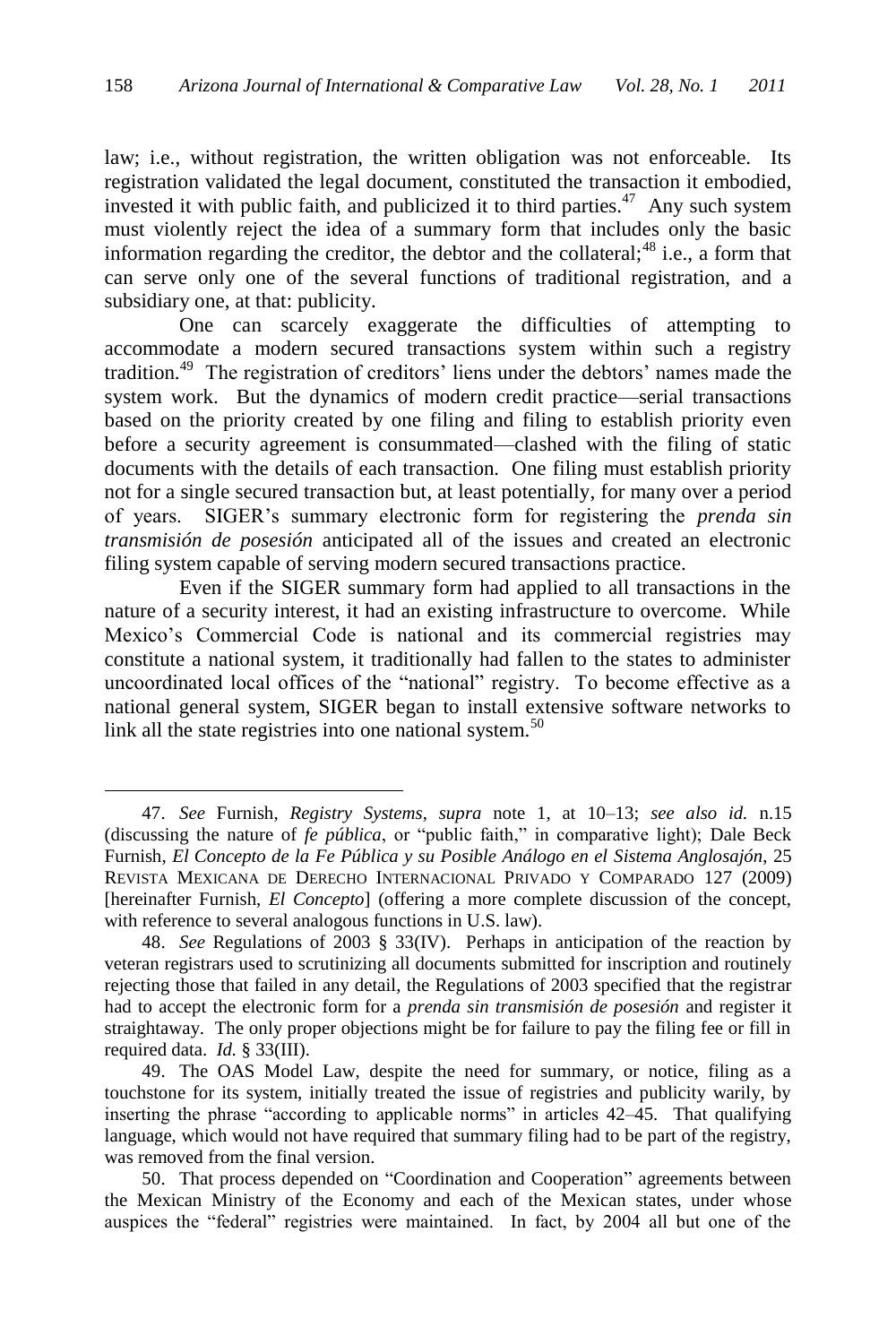law; i.e., without registration, the written obligation was not enforceable. Its registration validated the legal document, constituted the transaction it embodied, invested it with public faith, and publicized it to third parties.[47] Any such system must violently reject the idea of a summary form that includes only the basic information regarding the creditor, the debtor and the collateral;[48] i.e., a form that can serve only one of the several functions of traditional registration, and a subsidiary one, at that: publicity.

One can scarcely exaggerate the difficulties of attempting to accommodate a modern secured transactions system within such a registry tradition.[49] The registration of creditors' liens under the debtors' names made the system work. But the dynamics of modern credit practice—serial transactions based on the priority created by one filing and filing to establish priority even before a security agreement is consummated—clashed with the filing of static documents with the details of each transaction. One filing must establish priority not for a single secured transaction but, at least potentially, for many over a period of years. SIGER's summary electronic form for registering the *prenda sin transmisión de posesión* anticipated all of the issues and created an electronic filing system capable of serving modern secured transactions practice.

Even if the SIGER summary form had applied to all transactions in the nature of a security interest, it had an existing infrastructure to overcome. While Mexico's Commercial Code is national and its commercial registries may constitute a national system, it traditionally had fallen to the states to administer uncoordinated local offices of the "national" registry. To become effective as a national general system, SIGER began to install extensive software networks to link all the state registries into one national system.[50]

---

47. *See* Furnish, *Registry Systems*, *supra* note 1, at 10–13; *see also id.* n.15 (discussing the nature of *fe pública*, or "public faith," in comparative light); Dale Beck Furnish, *El Concepto de la Fe Pública y su Posible Análogo en el Sistema Anglosajón*, 25 REVISTA MEXICANA DE DERECHO INTERNACIONAL PRIVADO Y COMPARADO 127 (2009) [hereinafter Furnish, *El Concepto*] (offering a more complete discussion of the concept, with reference to several analogous functions in U.S. law).

48. *See* Regulations of 2003 § 33(IV). Perhaps in anticipation of the reaction by veteran registrars used to scrutinizing all documents submitted for inscription and routinely rejecting those that failed in any detail, the Regulations of 2003 specified that the registrar had to accept the electronic form for a *prenda sin transmisión de posesión* and register it straightaway. The only proper objections might be for failure to pay the filing fee or fill in required data. *Id.* § 33(III).

49. The OAS Model Law, despite the need for summary, or notice, filing as a touchstone for its system, initially treated the issue of registries and publicity warily, by inserting the phrase "according to applicable norms" in articles 42–45. That qualifying language, which would not have required that summary filing had to be part of the registry, was removed from the final version.

50. That process depended on "Coordination and Cooperation" agreements between the Mexican Ministry of the Economy and each of the Mexican states, under whose auspices the "federal" registries were maintained. In fact, by 2004 all but one of the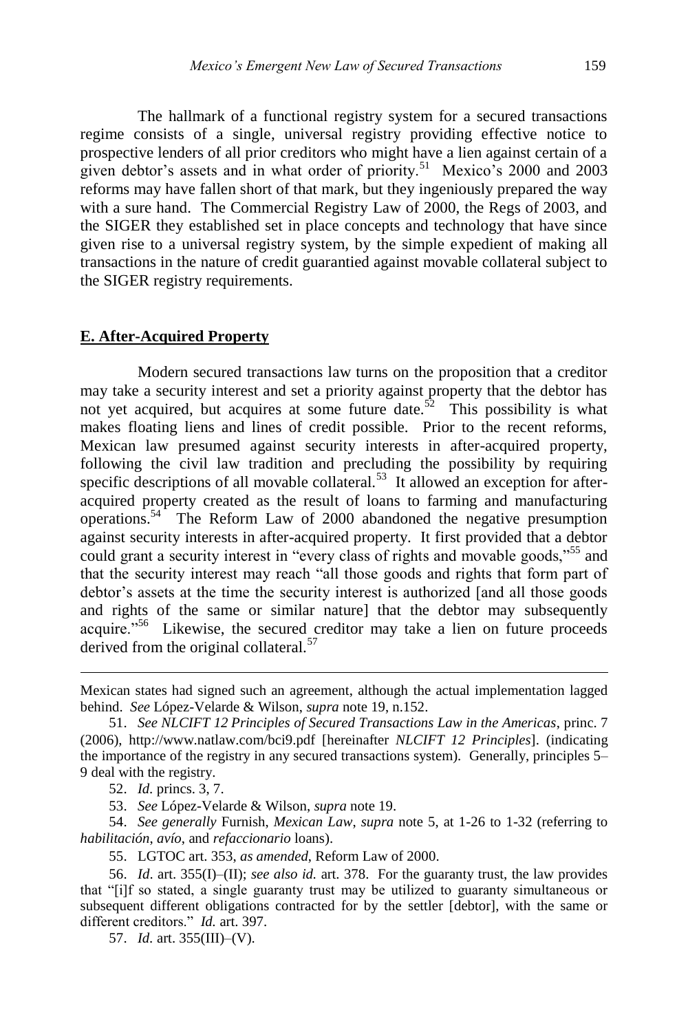The hallmark of a functional registry system for a secured transactions regime consists of a single, universal registry providing effective notice to prospective lenders of all prior creditors who might have a lien against certain of a given debtor's assets and in what order of priority.[51] Mexico's 2000 and 2003 reforms may have fallen short of that mark, but they ingeniously prepared the way with a sure hand. The Commercial Registry Law of 2000, the Regs of 2003, and the SIGER they established set in place concepts and technology that have since given rise to a universal registry system, by the simple expedient of making all transactions in the nature of credit guarantied against movable collateral subject to the SIGER registry requirements.

## **E. After-Acquired Property**

Modern secured transactions law turns on the proposition that a creditor may take a security interest and set a priority against property that the debtor has not yet acquired, but acquires at some future date.[52] This possibility is what makes floating liens and lines of credit possible. Prior to the recent reforms, Mexican law presumed against security interests in after-acquired property, following the civil law tradition and precluding the possibility by requiring specific descriptions of all movable collateral.[53] It allowed an exception for after-acquired property created as the result of loans to farming and manufacturing operations.[54] The Reform Law of 2000 abandoned the negative presumption against security interests in after-acquired property. It first provided that a debtor could grant a security interest in "every class of rights and movable goods,"[55] and that the security interest may reach "all those goods and rights that form part of debtor's assets at the time the security interest is authorized [and all those goods and rights of the same or similar nature] that the debtor may subsequently acquire."[56] Likewise, the secured creditor may take a lien on future proceeds derived from the original collateral.[57]

---

Mexican states had signed such an agreement, although the actual implementation lagged behind. *See* López-Velarde & Wilson, *supra* note 19, n.152.

51. *See NLCIFT 12 Principles of Secured Transactions Law in the Americas*, princ. 7 (2006), http://www.natlaw.com/bci9.pdf [hereinafter *NLCIFT 12 Principles*]. (indicating the importance of the registry in any secured transactions system). Generally, principles 5–9 deal with the registry.

52. *Id*. princs. 3, 7.

53. *See* López-Velarde & Wilson, *supra* note 19.

54. *See generally* Furnish, *Mexican Law*, *supra* note 5, at 1-26 to 1-32 (referring to *habilitación*, *avío*, and *refaccionario* loans).

55. LGTOC art. 353, *as amended*, Reform Law of 2000.

56. *Id*. art. 355(I)–(II); *see also id.* art. 378. For the guaranty trust, the law provides that "[i]f so stated, a single guaranty trust may be utilized to guaranty simultaneous or subsequent different obligations contracted for by the settler [debtor], with the same or different creditors." *Id.* art. 397.

57. *Id*. art. 355(III)–(V).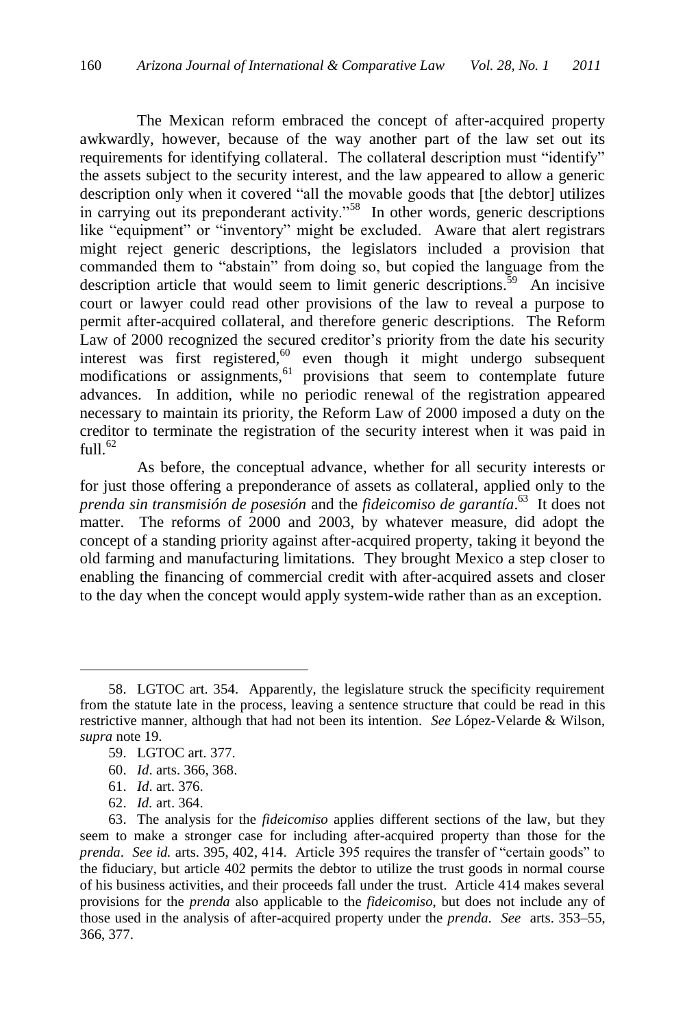The Mexican reform embraced the concept of after-acquired property awkwardly, however, because of the way another part of the law set out its requirements for identifying collateral. The collateral description must "identify" the assets subject to the security interest, and the law appeared to allow a generic description only when it covered "all the movable goods that [the debtor] utilizes in carrying out its preponderant activity."[58] In other words, generic descriptions like "equipment" or "inventory" might be excluded. Aware that alert registrars might reject generic descriptions, the legislators included a provision that commanded them to "abstain" from doing so, but copied the language from the description article that would seem to limit generic descriptions.[59] An incisive court or lawyer could read other provisions of the law to reveal a purpose to permit after-acquired collateral, and therefore generic descriptions. The Reform Law of 2000 recognized the secured creditor's priority from the date his security interest was first registered,[60] even though it might undergo subsequent modifications or assignments,[61] provisions that seem to contemplate future advances. In addition, while no periodic renewal of the registration appeared necessary to maintain its priority, the Reform Law of 2000 imposed a duty on the creditor to terminate the registration of the security interest when it was paid in full.[62]

As before, the conceptual advance, whether for all security interests or for just those offering a preponderance of assets as collateral, applied only to the *prenda sin transmisión de posesión* and the *fideicomiso de garantía*.[63] It does not matter. The reforms of 2000 and 2003, by whatever measure, did adopt the concept of a standing priority against after-acquired property, taking it beyond the old farming and manufacturing limitations. They brought Mexico a step closer to enabling the financing of commercial credit with after-acquired assets and closer to the day when the concept would apply system-wide rather than as an exception.

---

58. LGTOC art. 354. Apparently, the legislature struck the specificity requirement from the statute late in the process, leaving a sentence structure that could be read in this restrictive manner, although that had not been its intention. *See* López-Velarde & Wilson, *supra* note 19.

59. LGTOC art. 377.

60. *Id*. arts. 366, 368.

61. *Id*. art. 376.

62. *Id*. art. 364.

63. The analysis for the *fideicomiso* applies different sections of the law, but they seem to make a stronger case for including after-acquired property than those for the *prenda*. *See id.* arts. 395, 402, 414. Article 395 requires the transfer of "certain goods" to the fiduciary, but article 402 permits the debtor to utilize the trust goods in normal course of his business activities, and their proceeds fall under the trust. Article 414 makes several provisions for the *prenda* also applicable to the *fideicomiso*, but does not include any of those used in the analysis of after-acquired property under the *prenda*. *See* arts. 353–55, 366, 377.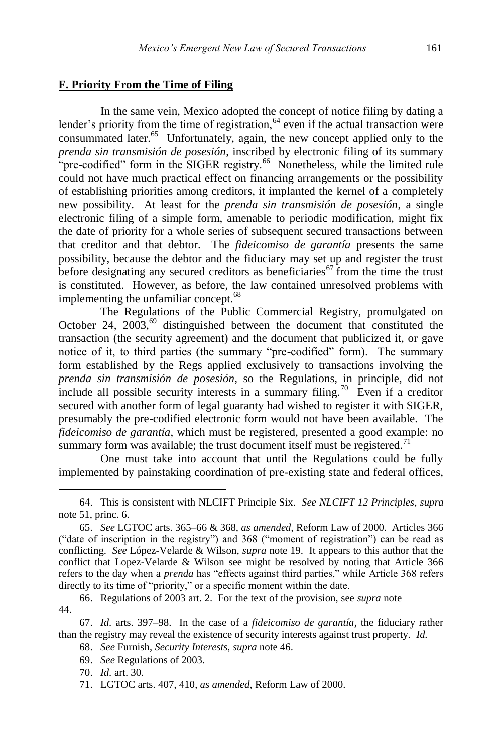## F. Priority From the Time of Filing

In the same vein, Mexico adopted the concept of notice filing by dating a lender's priority from the time of registration,[64] even if the actual transaction were consummated later.[65] Unfortunately, again, the new concept applied only to the *prenda sin transmisión de posesión*, inscribed by electronic filing of its summary "pre-codified" form in the SIGER registry.[66] Nonetheless, while the limited rule could not have much practical effect on financing arrangements or the possibility of establishing priorities among creditors, it implanted the kernel of a completely new possibility. At least for the *prenda sin transmisión de posesión*, a single electronic filing of a simple form, amenable to periodic modification, might fix the date of priority for a whole series of subsequent secured transactions between that creditor and that debtor. The *fideicomiso de garantía* presents the same possibility, because the debtor and the fiduciary may set up and register the trust before designating any secured creditors as beneficiaries[67] from the time the trust is constituted. However, as before, the law contained unresolved problems with implementing the unfamiliar concept.[68]

The Regulations of the Public Commercial Registry, promulgated on October 24, 2003,[69] distinguished between the document that constituted the transaction (the security agreement) and the document that publicized it, or gave notice of it, to third parties (the summary "pre-codified" form). The summary form established by the Regs applied exclusively to transactions involving the *prenda sin transmisión de posesión*, so the Regulations, in principle, did not include all possible security interests in a summary filing.[70] Even if a creditor secured with another form of legal guaranty had wished to register it with SIGER, presumably the pre-codified electronic form would not have been available. The *fideicomiso de garantía*, which must be registered, presented a good example: no summary form was available; the trust document itself must be registered.[71]

One must take into account that until the Regulations could be fully implemented by painstaking coordination of pre-existing state and federal offices,

---

64. This is consistent with NLCIFT Principle Six. *See NLCIFT 12 Principles*, *supra* note 51, princ. 6.

65. *See* LGTOC arts. 365–66 & 368, *as amended*, Reform Law of 2000. Articles 366 ("date of inscription in the registry") and 368 ("moment of registration") can be read as conflicting. *See* López-Velarde & Wilson, *supra* note 19. It appears to this author that the conflict that Lopez-Velarde & Wilson see might be resolved by noting that Article 366 refers to the day when a *prenda* has "effects against third parties," while Article 368 refers directly to its time of "priority," or a specific moment within the date.

66. Regulations of 2003 art. 2. For the text of the provision, see *supra* note 44.

67. *Id.* arts. 397–98. In the case of a *fideicomiso de garantía*, the fiduciary rather than the registry may reveal the existence of security interests against trust property. *Id.*

68. *See* Furnish, *Security Interests*, *supra* note 46.

69. *See* Regulations of 2003.

70. *Id.* art. 30.

71. LGTOC arts. 407, 410, *as amended*, Reform Law of 2000.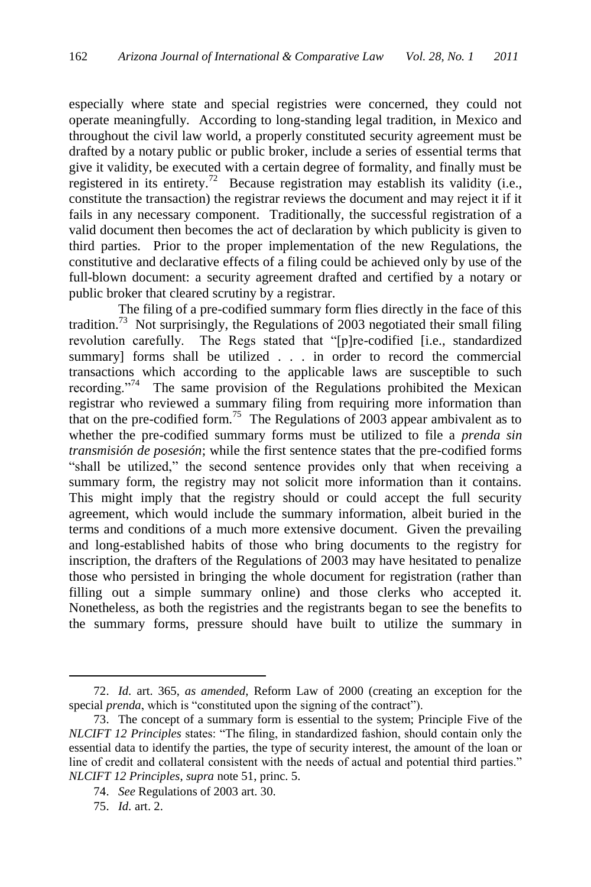especially where state and special registries were concerned, they could not operate meaningfully. According to long-standing legal tradition, in Mexico and throughout the civil law world, a properly constituted security agreement must be drafted by a notary public or public broker, include a series of essential terms that give it validity, be executed with a certain degree of formality, and finally must be registered in its entirety.[72] Because registration may establish its validity (i.e., constitute the transaction) the registrar reviews the document and may reject it if it fails in any necessary component. Traditionally, the successful registration of a valid document then becomes the act of declaration by which publicity is given to third parties. Prior to the proper implementation of the new Regulations, the constitutive and declarative effects of a filing could be achieved only by use of the full-blown document: a security agreement drafted and certified by a notary or public broker that cleared scrutiny by a registrar.

The filing of a pre-codified summary form flies directly in the face of this tradition.[73] Not surprisingly, the Regulations of 2003 negotiated their small filing revolution carefully. The Regs stated that "[p]re-codified [i.e., standardized summary] forms shall be utilized . . . in order to record the commercial transactions which according to the applicable laws are susceptible to such recording."[74] The same provision of the Regulations prohibited the Mexican registrar who reviewed a summary filing from requiring more information than that on the pre-codified form.[75] The Regulations of 2003 appear ambivalent as to whether the pre-codified summary forms must be utilized to file a *prenda sin transmisión de posesión*; while the first sentence states that the pre-codified forms "shall be utilized," the second sentence provides only that when receiving a summary form, the registry may not solicit more information than it contains. This might imply that the registry should or could accept the full security agreement, which would include the summary information, albeit buried in the terms and conditions of a much more extensive document. Given the prevailing and long-established habits of those who bring documents to the registry for inscription, the drafters of the Regulations of 2003 may have hesitated to penalize those who persisted in bringing the whole document for registration (rather than filling out a simple summary online) and those clerks who accepted it. Nonetheless, as both the registries and the registrants began to see the benefits to the summary forms, pressure should have built to utilize the summary in

---

72. *Id*. art. 365, *as amended*, Reform Law of 2000 (creating an exception for the special *prenda*, which is "constituted upon the signing of the contract").

73. The concept of a summary form is essential to the system; Principle Five of the *NLCIFT 12 Principles* states: "The filing, in standardized fashion, should contain only the essential data to identify the parties, the type of security interest, the amount of the loan or line of credit and collateral consistent with the needs of actual and potential third parties." *NLCIFT 12 Principles*, *supra* note 51, princ. 5.

74. *See* Regulations of 2003 art. 30.

75. *Id*. art. 2.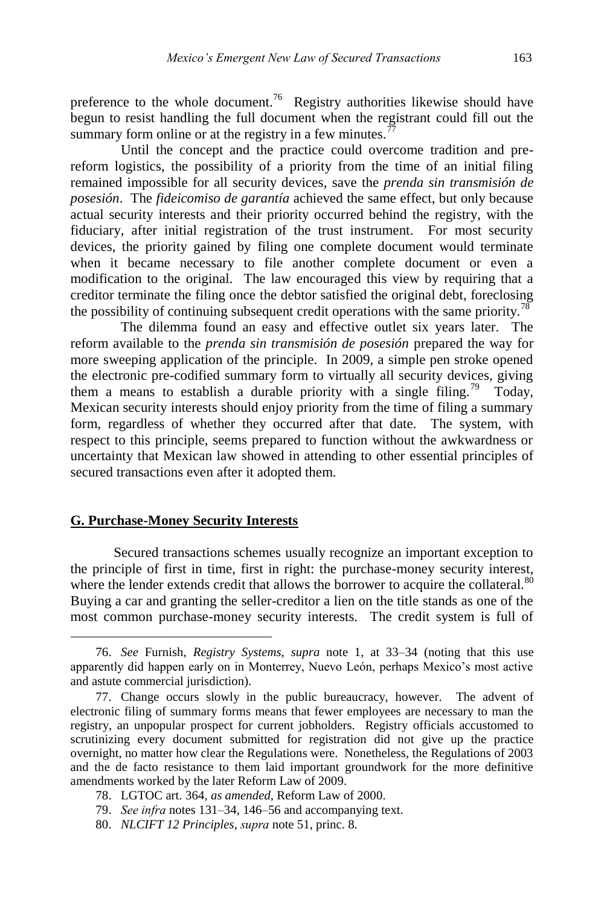preference to the whole document.[76] Registry authorities likewise should have begun to resist handling the full document when the registrant could fill out the summary form online or at the registry in a few minutes.[77]

Until the concept and the practice could overcome tradition and pre-reform logistics, the possibility of a priority from the time of an initial filing remained impossible for all security devices, save the *prenda sin transmisión de posesión*. The *fideicomiso de garantía* achieved the same effect, but only because actual security interests and their priority occurred behind the registry, with the fiduciary, after initial registration of the trust instrument. For most security devices, the priority gained by filing one complete document would terminate when it became necessary to file another complete document or even a modification to the original. The law encouraged this view by requiring that a creditor terminate the filing once the debtor satisfied the original debt, foreclosing the possibility of continuing subsequent credit operations with the same priority.[78]

The dilemma found an easy and effective outlet six years later. The reform available to the *prenda sin transmisión de posesión* prepared the way for more sweeping application of the principle. In 2009, a simple pen stroke opened the electronic pre-codified summary form to virtually all security devices, giving them a means to establish a durable priority with a single filing.[79] Today, Mexican security interests should enjoy priority from the time of filing a summary form, regardless of whether they occurred after that date. The system, with respect to this principle, seems prepared to function without the awkwardness or uncertainty that Mexican law showed in attending to other essential principles of secured transactions even after it adopted them.

## G. Purchase-Money Security Interests

Secured transactions schemes usually recognize an important exception to the principle of first in time, first in right: the purchase-money security interest, where the lender extends credit that allows the borrower to acquire the collateral.[80] Buying a car and granting the seller-creditor a lien on the title stands as one of the most common purchase-money security interests. The credit system is full of

---

76. *See* Furnish, *Registry Systems*, *supra* note 1, at 33–34 (noting that this use apparently did happen early on in Monterrey, Nuevo León, perhaps Mexico's most active and astute commercial jurisdiction).

77. Change occurs slowly in the public bureaucracy, however. The advent of electronic filing of summary forms means that fewer employees are necessary to man the registry, an unpopular prospect for current jobholders. Registry officials accustomed to scrutinizing every document submitted for registration did not give up the practice overnight, no matter how clear the Regulations were. Nonetheless, the Regulations of 2003 and the de facto resistance to them laid important groundwork for the more definitive amendments worked by the later Reform Law of 2009.

78. LGTOC art. 364, *as amended*, Reform Law of 2000.

79. *See infra* notes 131–34, 146–56 and accompanying text.

80. *NLCIFT 12 Principles*, *supra* note 51, princ. 8.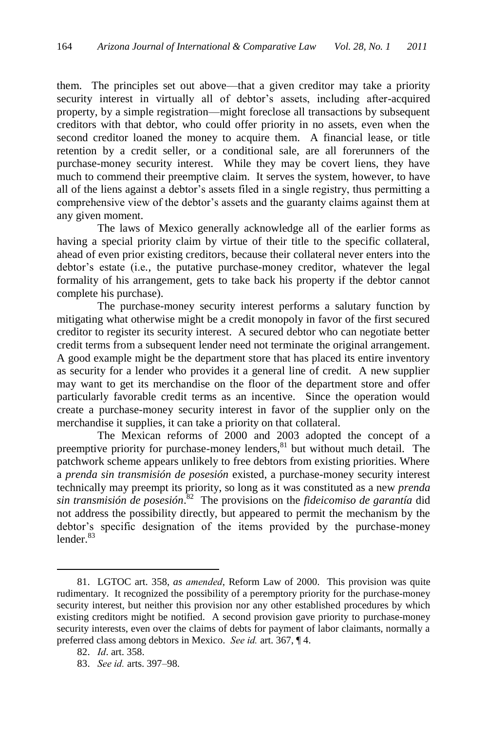them. The principles set out above—that a given creditor may take a priority security interest in virtually all of debtor's assets, including after-acquired property, by a simple registration—might foreclose all transactions by subsequent creditors with that debtor, who could offer priority in no assets, even when the second creditor loaned the money to acquire them. A financial lease, or title retention by a credit seller, or a conditional sale, are all forerunners of the purchase-money security interest. While they may be covert liens, they have much to commend their preemptive claim. It serves the system, however, to have all of the liens against a debtor's assets filed in a single registry, thus permitting a comprehensive view of the debtor's assets and the guaranty claims against them at any given moment.

The laws of Mexico generally acknowledge all of the earlier forms as having a special priority claim by virtue of their title to the specific collateral, ahead of even prior existing creditors, because their collateral never enters into the debtor's estate (i.e., the putative purchase-money creditor, whatever the legal formality of his arrangement, gets to take back his property if the debtor cannot complete his purchase).

The purchase-money security interest performs a salutary function by mitigating what otherwise might be a credit monopoly in favor of the first secured creditor to register its security interest. A secured debtor who can negotiate better credit terms from a subsequent lender need not terminate the original arrangement. A good example might be the department store that has placed its entire inventory as security for a lender who provides it a general line of credit. A new supplier may want to get its merchandise on the floor of the department store and offer particularly favorable credit terms as an incentive. Since the operation would create a purchase-money security interest in favor of the supplier only on the merchandise it supplies, it can take a priority on that collateral.

The Mexican reforms of 2000 and 2003 adopted the concept of a preemptive priority for purchase-money lenders,[81] but without much detail. The patchwork scheme appears unlikely to free debtors from existing priorities. Where a *prenda sin transmisión de posesión* existed, a purchase-money security interest technically may preempt its priority, so long as it was constituted as a new *prenda sin transmisión de posesión*.[82] The provisions on the *fideicomiso de garantía* did not address the possibility directly, but appeared to permit the mechanism by the debtor's specific designation of the items provided by the purchase-money lender.[83]

---

81. LGTOC art. 358, *as amended*, Reform Law of 2000. This provision was quite rudimentary. It recognized the possibility of a peremptory priority for the purchase-money security interest, but neither this provision nor any other established procedures by which existing creditors might be notified. A second provision gave priority to purchase-money security interests, even over the claims of debts for payment of labor claimants, normally a preferred class among debtors in Mexico. *See id.* art. 367, ¶ 4.

82. *Id*. art. 358.

83. *See id.* arts. 397–98.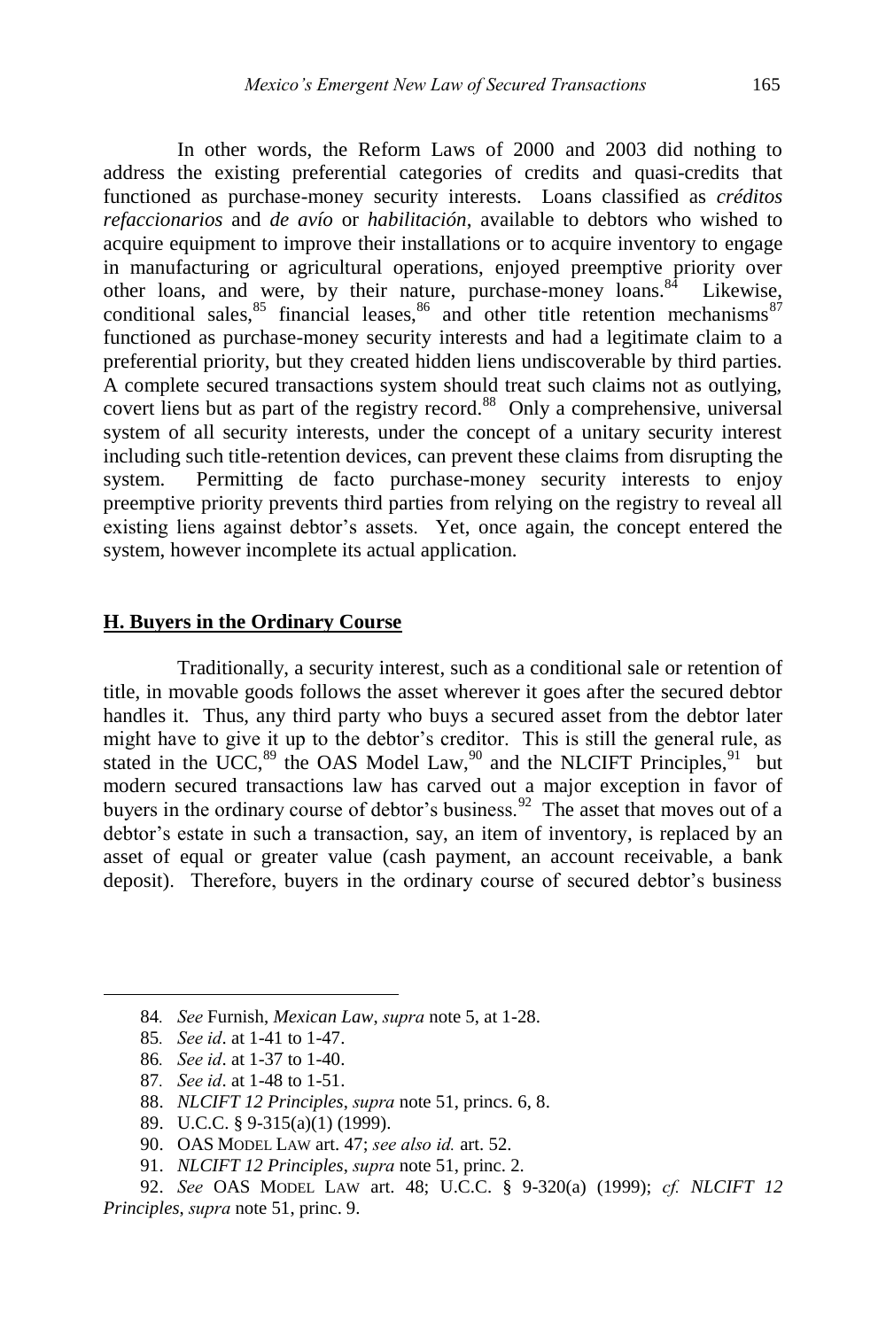In other words, the Reform Laws of 2000 and 2003 did nothing to address the existing preferential categories of credits and quasi-credits that functioned as purchase-money security interests. Loans classified as *créditos refaccionarios* and *de avío* or *habilitación*, available to debtors who wished to acquire equipment to improve their installations or to acquire inventory to engage in manufacturing or agricultural operations, enjoyed preemptive priority over other loans, and were, by their nature, purchase-money loans.[84] Likewise, conditional sales,[85] financial leases,[86] and other title retention mechanisms[87] functioned as purchase-money security interests and had a legitimate claim to a preferential priority, but they created hidden liens undiscoverable by third parties. A complete secured transactions system should treat such claims not as outlying, covert liens but as part of the registry record.[88] Only a comprehensive, universal system of all security interests, under the concept of a unitary security interest including such title-retention devices, can prevent these claims from disrupting the system. Permitting de facto purchase-money security interests to enjoy preemptive priority prevents third parties from relying on the registry to reveal all existing liens against debtor's assets. Yet, once again, the concept entered the system, however incomplete its actual application.

### H. Buyers in the Ordinary Course

Traditionally, a security interest, such as a conditional sale or retention of title, in movable goods follows the asset wherever it goes after the secured debtor handles it. Thus, any third party who buys a secured asset from the debtor later might have to give it up to the debtor's creditor. This is still the general rule, as stated in the UCC,[89] the OAS Model Law,[90] and the NLCIFT Principles,[91] but modern secured transactions law has carved out a major exception in favor of buyers in the ordinary course of debtor's business.[92] The asset that moves out of a debtor's estate in such a transaction, say, an item of inventory, is replaced by an asset of equal or greater value (cash payment, an account receivable, a bank deposit). Therefore, buyers in the ordinary course of secured debtor's business

---

84. *See* Furnish, *Mexican Law*, *supra* note 5, at 1-28.

85. *See id*. at 1-41 to 1-47.

86. *See id*. at 1-37 to 1-40.

87. *See id*. at 1-48 to 1-51.

88. *NLCIFT 12 Principles*, *supra* note 51, princs. 6, 8.

89. U.C.C. § 9-315(a)(1) (1999).

90. OAS MODEL LAW art. 47; *see also id.* art. 52.

91. *NLCIFT 12 Principles*, *supra* note 51, princ. 2.

92. *See* OAS MODEL LAW art. 48; U.C.C. § 9-320(a) (1999); *cf. NLCIFT 12 Principles*, *supra* note 51, princ. 9.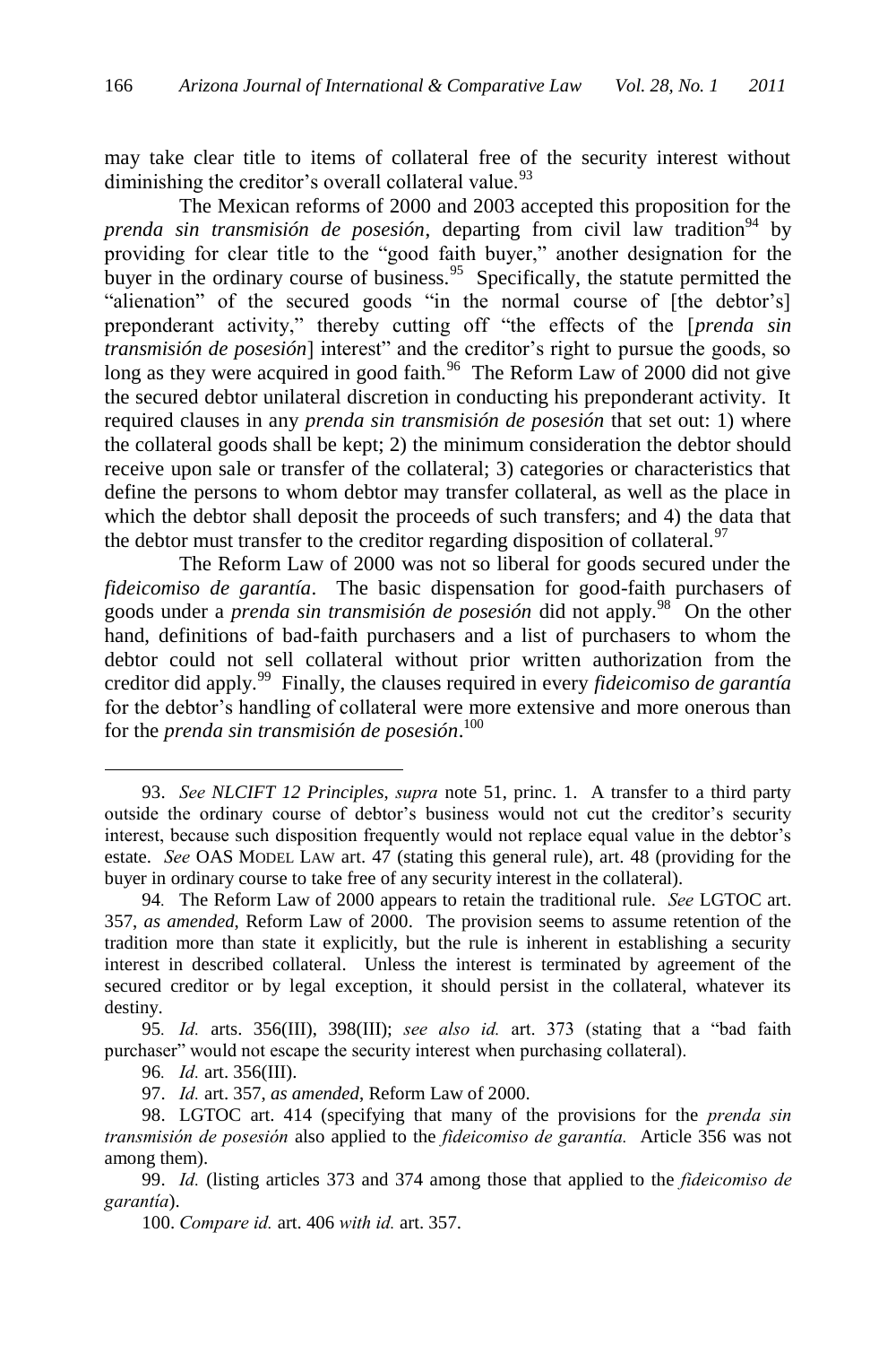may take clear title to items of collateral free of the security interest without diminishing the creditor's overall collateral value.[93]

The Mexican reforms of 2000 and 2003 accepted this proposition for the *prenda sin transmisión de posesión*, departing from civil law tradition[94] by providing for clear title to the "good faith buyer," another designation for the buyer in the ordinary course of business.[95] Specifically, the statute permitted the "alienation" of the secured goods "in the normal course of [the debtor's] preponderant activity," thereby cutting off "the effects of the [*prenda sin transmisión de posesión*] interest" and the creditor's right to pursue the goods, so long as they were acquired in good faith.[96] The Reform Law of 2000 did not give the secured debtor unilateral discretion in conducting his preponderant activity. It required clauses in any *prenda sin transmisión de posesión* that set out: 1) where the collateral goods shall be kept; 2) the minimum consideration the debtor should receive upon sale or transfer of the collateral; 3) categories or characteristics that define the persons to whom debtor may transfer collateral, as well as the place in which the debtor shall deposit the proceeds of such transfers; and 4) the data that the debtor must transfer to the creditor regarding disposition of collateral.[97]

The Reform Law of 2000 was not so liberal for goods secured under the *fideicomiso de garantía*. The basic dispensation for good-faith purchasers of goods under a *prenda sin transmisión de posesión* did not apply.[98] On the other hand, definitions of bad-faith purchasers and a list of purchasers to whom the debtor could not sell collateral without prior written authorization from the creditor did apply.[99] Finally, the clauses required in every *fideicomiso de garantía* for the debtor's handling of collateral were more extensive and more onerous than for the *prenda sin transmisión de posesión*.[100]

---

93. *See NLCIFT 12 Principles*, *supra* note 51, princ. 1. A transfer to a third party outside the ordinary course of debtor's business would not cut the creditor's security interest, because such disposition frequently would not replace equal value in the debtor's estate. *See* OAS MODEL LAW art. 47 (stating this general rule), art. 48 (providing for the buyer in ordinary course to take free of any security interest in the collateral).

94. The Reform Law of 2000 appears to retain the traditional rule. *See* LGTOC art. 357, *as amended*, Reform Law of 2000. The provision seems to assume retention of the tradition more than state it explicitly, but the rule is inherent in establishing a security interest in described collateral. Unless the interest is terminated by agreement of the secured creditor or by legal exception, it should persist in the collateral, whatever its destiny.

95. *Id.* arts. 356(III), 398(III); *see also id.* art. 373 (stating that a "bad faith purchaser" would not escape the security interest when purchasing collateral).

96. *Id.* art. 356(III).

97. *Id.* art. 357, *as amended*, Reform Law of 2000.

98. LGTOC art. 414 (specifying that many of the provisions for the *prenda sin transmisión de posesión* also applied to the *fideicomiso de garantía.* Article 356 was not among them).

99. *Id.* (listing articles 373 and 374 among those that applied to the *fideicomiso de garantía*).

100. *Compare id.* art. 406 *with id.* art. 357.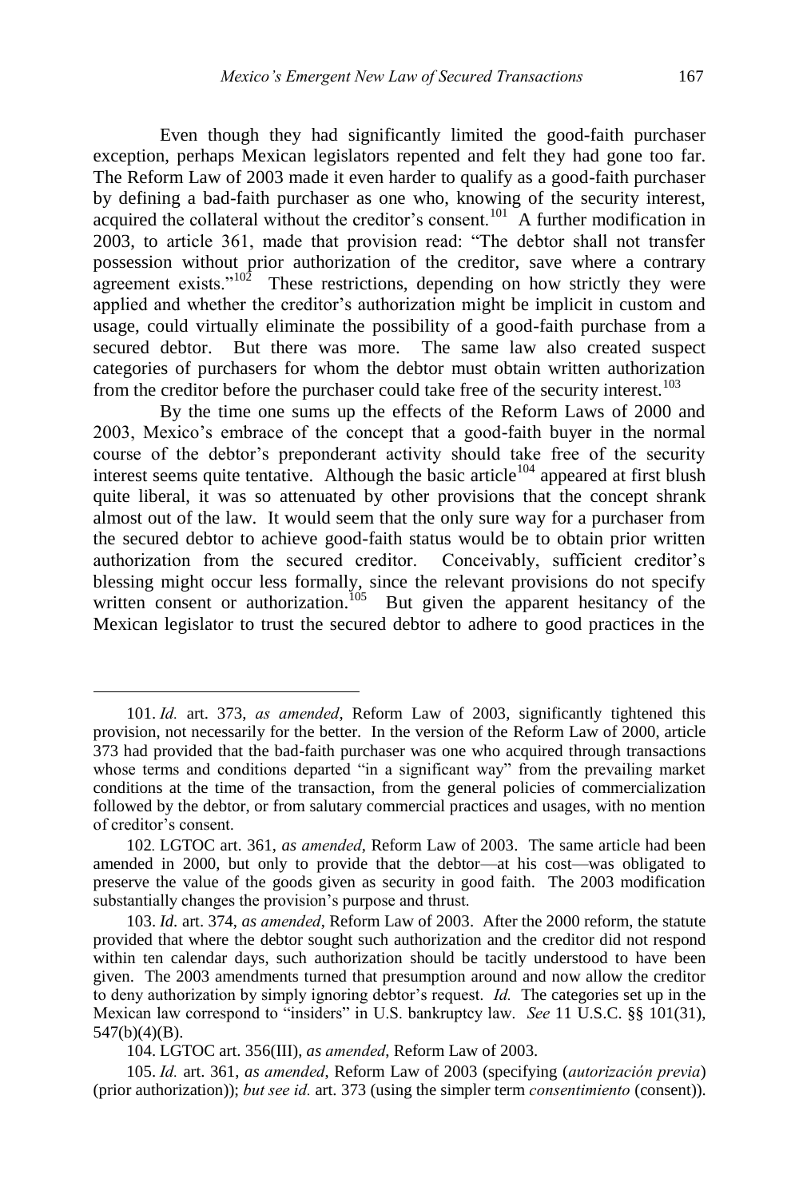Even though they had significantly limited the good-faith purchaser exception, perhaps Mexican legislators repented and felt they had gone too far. The Reform Law of 2003 made it even harder to qualify as a good-faith purchaser by defining a bad-faith purchaser as one who, knowing of the security interest, acquired the collateral without the creditor's consent.[101] A further modification in 2003, to article 361, made that provision read: "The debtor shall not transfer possession without prior authorization of the creditor, save where a contrary agreement exists."[102] These restrictions, depending on how strictly they were applied and whether the creditor's authorization might be implicit in custom and usage, could virtually eliminate the possibility of a good-faith purchase from a secured debtor. But there was more. The same law also created suspect categories of purchasers for whom the debtor must obtain written authorization from the creditor before the purchaser could take free of the security interest.[103]

By the time one sums up the effects of the Reform Laws of 2000 and 2003, Mexico's embrace of the concept that a good-faith buyer in the normal course of the debtor's preponderant activity should take free of the security interest seems quite tentative. Although the basic article[104] appeared at first blush quite liberal, it was so attenuated by other provisions that the concept shrank almost out of the law. It would seem that the only sure way for a purchaser from the secured debtor to achieve good-faith status would be to obtain prior written authorization from the secured creditor. Conceivably, sufficient creditor's blessing might occur less formally, since the relevant provisions do not specify written consent or authorization.[105] But given the apparent hesitancy of the Mexican legislator to trust the secured debtor to adhere to good practices in the

---

101. *Id.* art. 373, *as amended*, Reform Law of 2003, significantly tightened this provision, not necessarily for the better. In the version of the Reform Law of 2000, article 373 had provided that the bad-faith purchaser was one who acquired through transactions whose terms and conditions departed "in a significant way" from the prevailing market conditions at the time of the transaction, from the general policies of commercialization followed by the debtor, or from salutary commercial practices and usages, with no mention of creditor's consent.

102. LGTOC art. 361, *as amended*, Reform Law of 2003. The same article had been amended in 2000, but only to provide that the debtor—at his cost—was obligated to preserve the value of the goods given as security in good faith. The 2003 modification substantially changes the provision's purpose and thrust.

103. *Id.* art. 374, *as amended*, Reform Law of 2003. After the 2000 reform, the statute provided that where the debtor sought such authorization and the creditor did not respond within ten calendar days, such authorization should be tacitly understood to have been given. The 2003 amendments turned that presumption around and now allow the creditor to deny authorization by simply ignoring debtor's request. *Id.* The categories set up in the Mexican law correspond to "insiders" in U.S. bankruptcy law. *See* 11 U.S.C. §§ 101(31), 547(b)(4)(B).

104. LGTOC art. 356(III), *as amended*, Reform Law of 2003.

105. *Id.* art. 361, *as amended*, Reform Law of 2003 (specifying (*autorización previa*) (prior authorization)); *but see id.* art. 373 (using the simpler term *consentimiento* (consent)).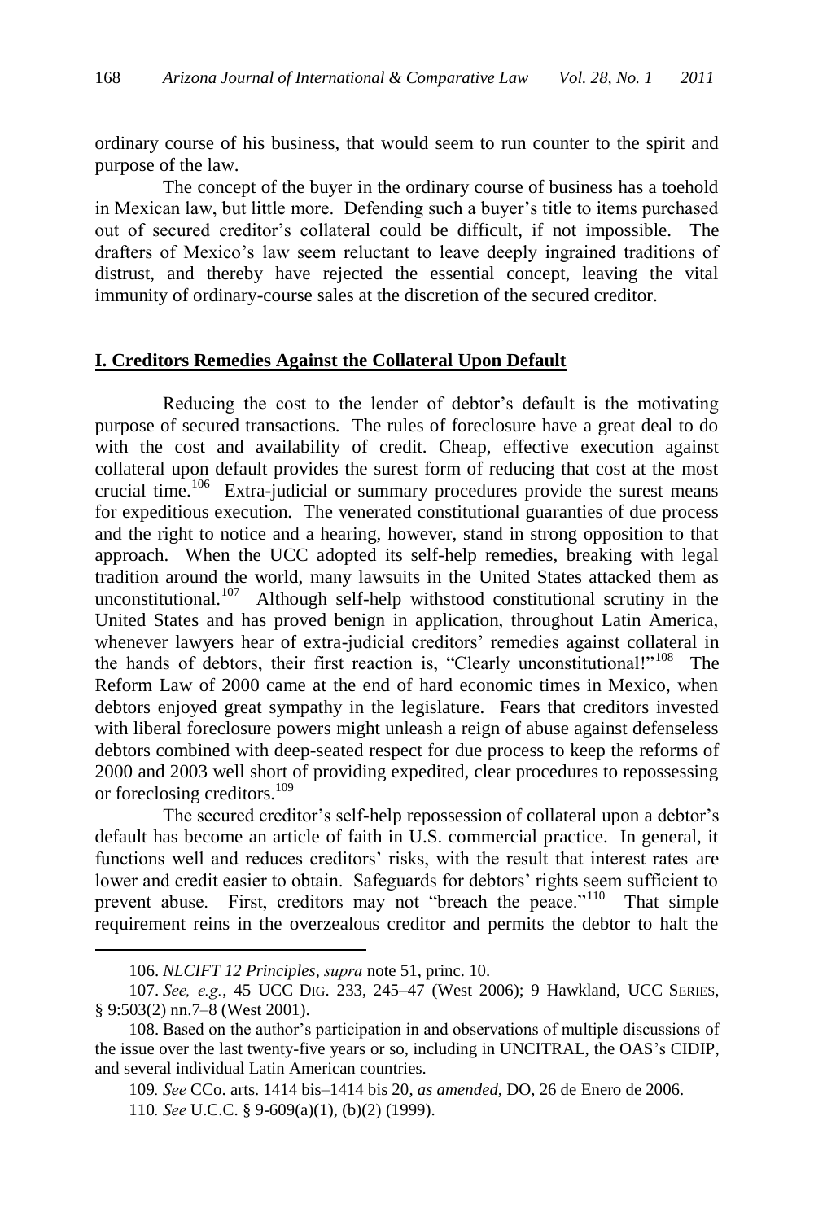ordinary course of his business, that would seem to run counter to the spirit and purpose of the law.

The concept of the buyer in the ordinary course of business has a toehold in Mexican law, but little more. Defending such a buyer's title to items purchased out of secured creditor's collateral could be difficult, if not impossible. The drafters of Mexico's law seem reluctant to leave deeply ingrained traditions of distrust, and thereby have rejected the essential concept, leaving the vital immunity of ordinary-course sales at the discretion of the secured creditor.

## I. Creditors Remedies Against the Collateral Upon Default

Reducing the cost to the lender of debtor's default is the motivating purpose of secured transactions. The rules of foreclosure have a great deal to do with the cost and availability of credit. Cheap, effective execution against collateral upon default provides the surest form of reducing that cost at the most crucial time.[106] Extra-judicial or summary procedures provide the surest means for expeditious execution. The venerated constitutional guaranties of due process and the right to notice and a hearing, however, stand in strong opposition to that approach. When the UCC adopted its self-help remedies, breaking with legal tradition around the world, many lawsuits in the United States attacked them as unconstitutional.[107] Although self-help withstood constitutional scrutiny in the United States and has proved benign in application, throughout Latin America, whenever lawyers hear of extra-judicial creditors' remedies against collateral in the hands of debtors, their first reaction is, "Clearly unconstitutional!"[108] The Reform Law of 2000 came at the end of hard economic times in Mexico, when debtors enjoyed great sympathy in the legislature. Fears that creditors invested with liberal foreclosure powers might unleash a reign of abuse against defenseless debtors combined with deep-seated respect for due process to keep the reforms of 2000 and 2003 well short of providing expedited, clear procedures to repossessing or foreclosing creditors.[109]

The secured creditor's self-help repossession of collateral upon a debtor's default has become an article of faith in U.S. commercial practice. In general, it functions well and reduces creditors' risks, with the result that interest rates are lower and credit easier to obtain. Safeguards for debtors' rights seem sufficient to prevent abuse. First, creditors may not "breach the peace."[110] That simple requirement reins in the overzealous creditor and permits the debtor to halt the

---

106. *NLCIFT 12 Principles*, *supra* note 51, princ. 10.

107. *See, e.g.*, 45 UCC DIG. 233, 245–47 (West 2006); 9 Hawkland, UCC SERIES, § 9:503(2) nn.7–8 (West 2001).

108. Based on the author's participation in and observations of multiple discussions of the issue over the last twenty-five years or so, including in UNCITRAL, the OAS's CIDIP, and several individual Latin American countries.

109. *See* CCo. arts. 1414 bis–1414 bis 20, *as amended*, DO, 26 de Enero de 2006.

110. *See* U.C.C. § 9-609(a)(1), (b)(2) (1999).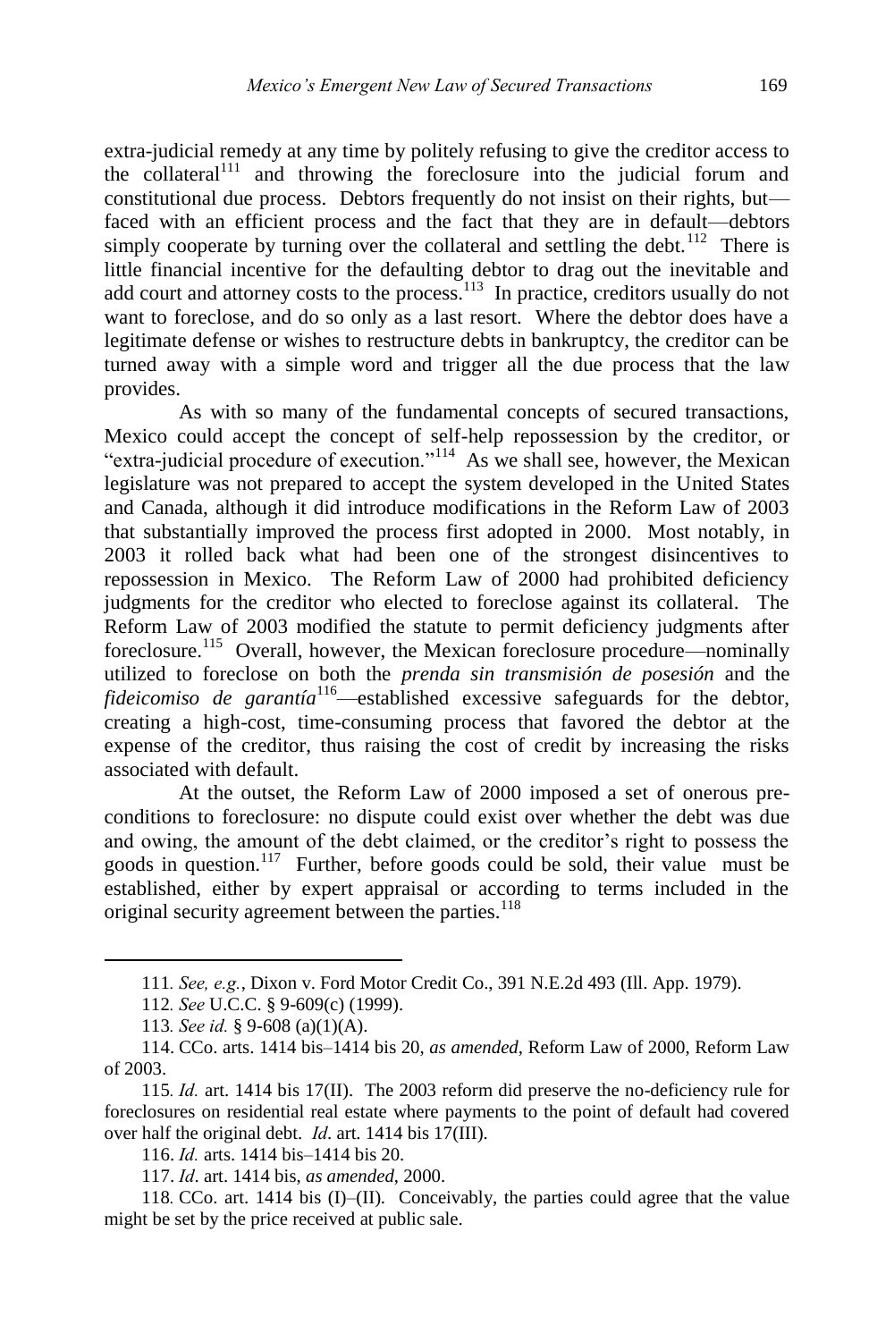extra-judicial remedy at any time by politely refusing to give the creditor access to the collateral[111] and throwing the foreclosure into the judicial forum and constitutional due process. Debtors frequently do not insist on their rights, but—faced with an efficient process and the fact that they are in default—debtors simply cooperate by turning over the collateral and settling the debt.[112] There is little financial incentive for the defaulting debtor to drag out the inevitable and add court and attorney costs to the process.[113] In practice, creditors usually do not want to foreclose, and do so only as a last resort. Where the debtor does have a legitimate defense or wishes to restructure debts in bankruptcy, the creditor can be turned away with a simple word and trigger all the due process that the law provides.

As with so many of the fundamental concepts of secured transactions, Mexico could accept the concept of self-help repossession by the creditor, or "extra-judicial procedure of execution."[114] As we shall see, however, the Mexican legislature was not prepared to accept the system developed in the United States and Canada, although it did introduce modifications in the Reform Law of 2003 that substantially improved the process first adopted in 2000. Most notably, in 2003 it rolled back what had been one of the strongest disincentives to repossession in Mexico. The Reform Law of 2000 had prohibited deficiency judgments for the creditor who elected to foreclose against its collateral. The Reform Law of 2003 modified the statute to permit deficiency judgments after foreclosure.[115] Overall, however, the Mexican foreclosure procedure—nominally utilized to foreclose on both the *prenda sin transmisión de posesión* and the *fideicomiso de garantía*[116]—established excessive safeguards for the debtor, creating a high-cost, time-consuming process that favored the debtor at the expense of the creditor, thus raising the cost of credit by increasing the risks associated with default.

At the outset, the Reform Law of 2000 imposed a set of onerous pre-conditions to foreclosure: no dispute could exist over whether the debt was due and owing, the amount of the debt claimed, or the creditor's right to possess the goods in question.[117] Further, before goods could be sold, their value must be established, either by expert appraisal or according to terms included in the original security agreement between the parties.[118]

---

111. *See, e.g.*, Dixon v. Ford Motor Credit Co., 391 N.E.2d 493 (Ill. App. 1979).

112. *See* U.C.C. § 9-609(c) (1999).

113. *See id.* § 9-608 (a)(1)(A).

114. CCo. arts. 1414 bis–1414 bis 20, *as amended*, Reform Law of 2000, Reform Law of 2003.

115. *Id.* art. 1414 bis 17(II). The 2003 reform did preserve the no-deficiency rule for foreclosures on residential real estate where payments to the point of default had covered over half the original debt. *Id*. art. 1414 bis 17(III).

116. *Id.* arts. 1414 bis–1414 bis 20.

117. *Id*. art. 1414 bis, *as amended*, 2000.

118. CCo. art. 1414 bis (I)–(II). Conceivably, the parties could agree that the value might be set by the price received at public sale.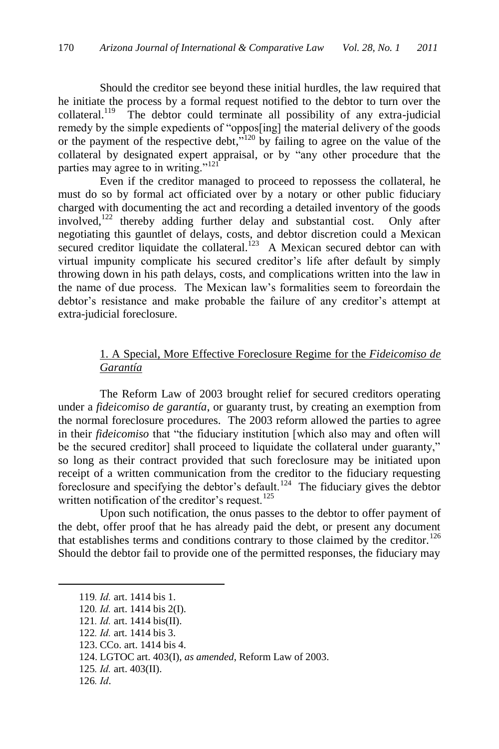Should the creditor see beyond these initial hurdles, the law required that he initiate the process by a formal request notified to the debtor to turn over the collateral.[119] The debtor could terminate all possibility of any extra-judicial remedy by the simple expedients of "oppos[ing] the material delivery of the goods or the payment of the respective debt,"[120] by failing to agree on the value of the collateral by designated expert appraisal, or by "any other procedure that the parties may agree to in writing."[121]

Even if the creditor managed to proceed to repossess the collateral, he must do so by formal act officiated over by a notary or other public fiduciary charged with documenting the act and recording a detailed inventory of the goods involved,[122] thereby adding further delay and substantial cost. Only after negotiating this gauntlet of delays, costs, and debtor discretion could a Mexican secured creditor liquidate the collateral.[123] A Mexican secured debtor can with virtual impunity complicate his secured creditor's life after default by simply throwing down in his path delays, costs, and complications written into the law in the name of due process. The Mexican law's formalities seem to foreordain the debtor's resistance and make probable the failure of any creditor's attempt at extra-judicial foreclosure.

### 1. A Special, More Effective Foreclosure Regime for the *Fideicomiso de Garantía*

The Reform Law of 2003 brought relief for secured creditors operating under a *fideicomiso de garantía*, or guaranty trust, by creating an exemption from the normal foreclosure procedures. The 2003 reform allowed the parties to agree in their *fideicomiso* that "the fiduciary institution [which also may and often will be the secured creditor] shall proceed to liquidate the collateral under guaranty," so long as their contract provided that such foreclosure may be initiated upon receipt of a written communication from the creditor to the fiduciary requesting foreclosure and specifying the debtor's default.[124] The fiduciary gives the debtor written notification of the creditor's request.[125]

Upon such notification, the onus passes to the debtor to offer payment of the debt, offer proof that he has already paid the debt, or present any document that establishes terms and conditions contrary to those claimed by the creditor.[126] Should the debtor fail to provide one of the permitted responses, the fiduciary may

---

119. *Id.* art. 1414 bis 1.

120. *Id.* art. 1414 bis 2(I).

121. *Id.* art. 1414 bis(II).

122. *Id.* art. 1414 bis 3.

123. CCo. art. 1414 bis 4.

124. LGTOC art. 403(I), *as amended*, Reform Law of 2003.

125. *Id.* art. 403(II).

126. *Id*.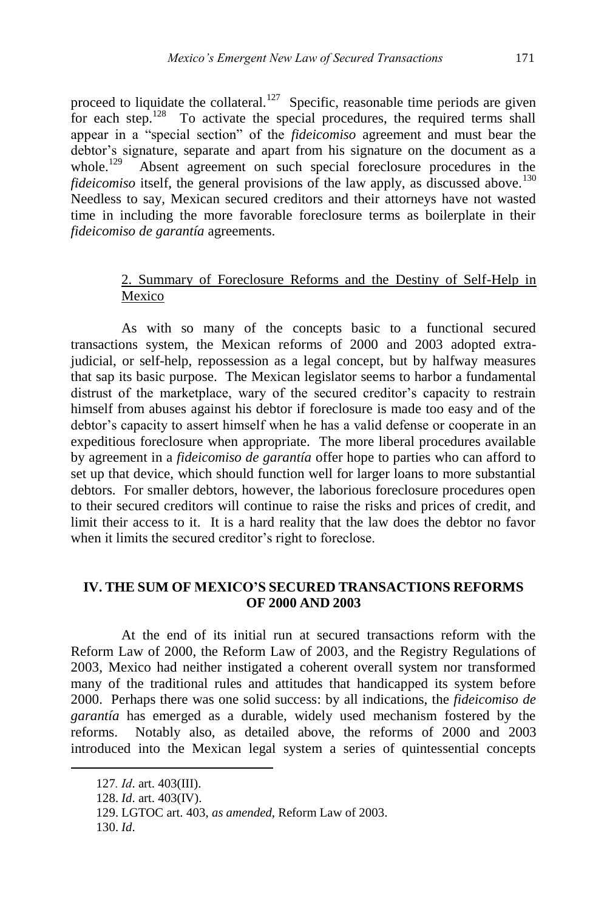proceed to liquidate the collateral.[127] Specific, reasonable time periods are given for each step.[128] To activate the special procedures, the required terms shall appear in a "special section" of the *fideicomiso* agreement and must bear the debtor's signature, separate and apart from his signature on the document as a whole.[129] Absent agreement on such special foreclosure procedures in the *fideicomiso* itself, the general provisions of the law apply, as discussed above.[130] Needless to say, Mexican secured creditors and their attorneys have not wasted time in including the more favorable foreclosure terms as boilerplate in their *fideicomiso de garantía* agreements.

### 2. Summary of Foreclosure Reforms and the Destiny of Self-Help in Mexico

As with so many of the concepts basic to a functional secured transactions system, the Mexican reforms of 2000 and 2003 adopted extra-judicial, or self-help, repossession as a legal concept, but by halfway measures that sap its basic purpose. The Mexican legislator seems to harbor a fundamental distrust of the marketplace, wary of the secured creditor's capacity to restrain himself from abuses against his debtor if foreclosure is made too easy and of the debtor's capacity to assert himself when he has a valid defense or cooperate in an expeditious foreclosure when appropriate. The more liberal procedures available by agreement in a *fideicomiso de garantía* offer hope to parties who can afford to set up that device, which should function well for larger loans to more substantial debtors. For smaller debtors, however, the laborious foreclosure procedures open to their secured creditors will continue to raise the risks and prices of credit, and limit their access to it. It is a hard reality that the law does the debtor no favor when it limits the secured creditor's right to foreclose.

## IV. THE SUM OF MEXICO'S SECURED TRANSACTIONS REFORMS OF 2000 AND 2003

At the end of its initial run at secured transactions reform with the Reform Law of 2000, the Reform Law of 2003, and the Registry Regulations of 2003, Mexico had neither instigated a coherent overall system nor transformed many of the traditional rules and attitudes that handicapped its system before 2000. Perhaps there was one solid success: by all indications, the *fideicomiso de garantía* has emerged as a durable, widely used mechanism fostered by the reforms. Notably also, as detailed above, the reforms of 2000 and 2003 introduced into the Mexican legal system a series of quintessential concepts

---

127. *Id*. art. 403(III).

128. *Id*. art. 403(IV).

129. LGTOC art. 403, *as amended*, Reform Law of 2003.

130. *Id*.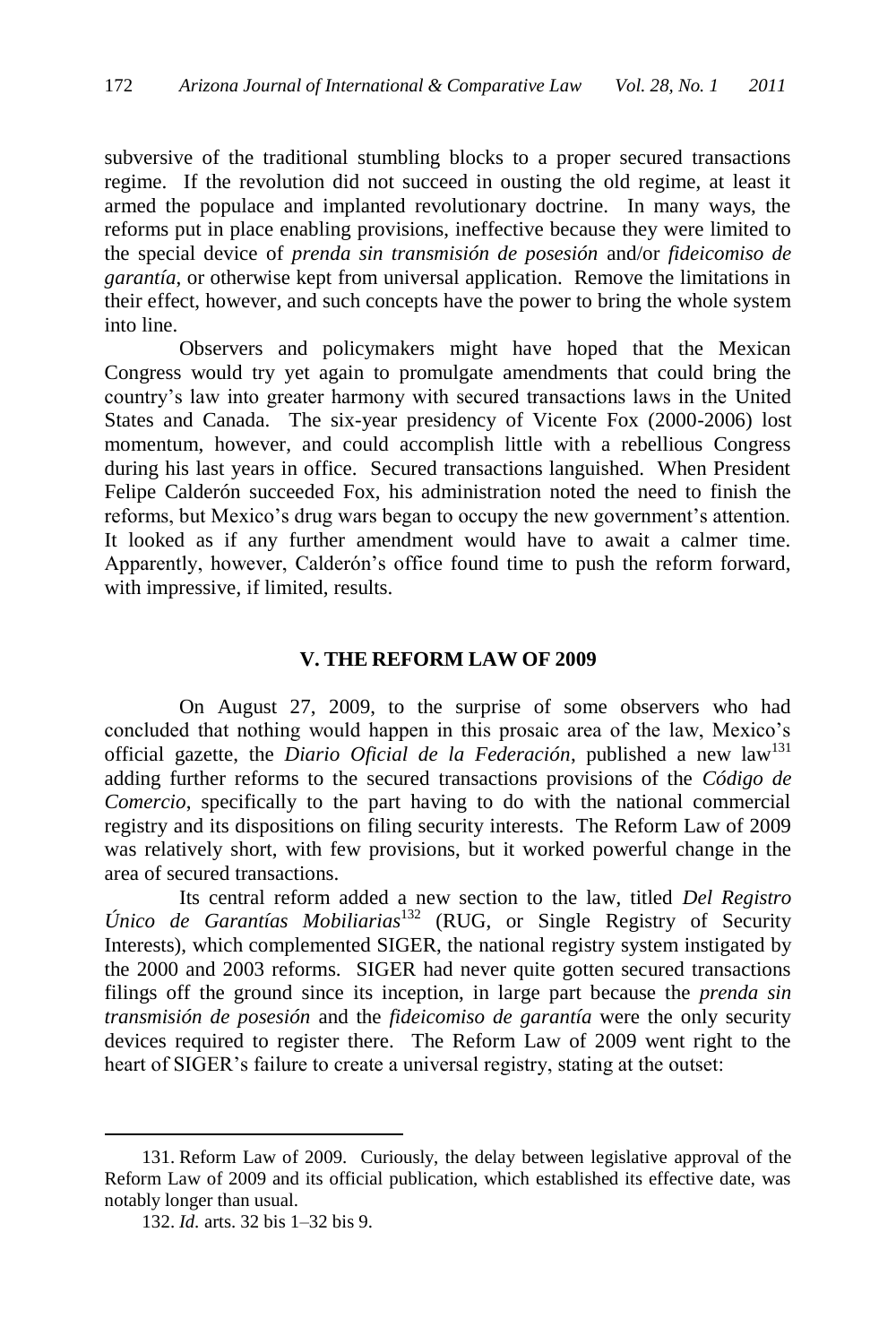subversive of the traditional stumbling blocks to a proper secured transactions regime. If the revolution did not succeed in ousting the old regime, at least it armed the populace and implanted revolutionary doctrine. In many ways, the reforms put in place enabling provisions, ineffective because they were limited to the special device of *prenda sin transmisión de posesión* and/or *fideicomiso de garantía*, or otherwise kept from universal application. Remove the limitations in their effect, however, and such concepts have the power to bring the whole system into line.

Observers and policymakers might have hoped that the Mexican Congress would try yet again to promulgate amendments that could bring the country's law into greater harmony with secured transactions laws in the United States and Canada. The six-year presidency of Vicente Fox (2000-2006) lost momentum, however, and could accomplish little with a rebellious Congress during his last years in office. Secured transactions languished. When President Felipe Calderón succeeded Fox, his administration noted the need to finish the reforms, but Mexico's drug wars began to occupy the new government's attention. It looked as if any further amendment would have to await a calmer time. Apparently, however, Calderón's office found time to push the reform forward, with impressive, if limited, results.

## V. THE REFORM LAW OF 2009

On August 27, 2009, to the surprise of some observers who had concluded that nothing would happen in this prosaic area of the law, Mexico's official gazette, the *Diario Oficial de la Federación*, published a new law[131] adding further reforms to the secured transactions provisions of the *Código de Comercio*, specifically to the part having to do with the national commercial registry and its dispositions on filing security interests. The Reform Law of 2009 was relatively short, with few provisions, but it worked powerful change in the area of secured transactions.

Its central reform added a new section to the law, titled *Del Registro Único de Garantías Mobiliarias*[132] (RUG, or Single Registry of Security Interests), which complemented SIGER, the national registry system instigated by the 2000 and 2003 reforms. SIGER had never quite gotten secured transactions filings off the ground since its inception, in large part because the *prenda sin transmisión de posesión* and the *fideicomiso de garantía* were the only security devices required to register there. The Reform Law of 2009 went right to the heart of SIGER's failure to create a universal registry, stating at the outset:

---

131. Reform Law of 2009. Curiously, the delay between legislative approval of the Reform Law of 2009 and its official publication, which established its effective date, was notably longer than usual.

132. *Id.* arts. 32 bis 1–32 bis 9.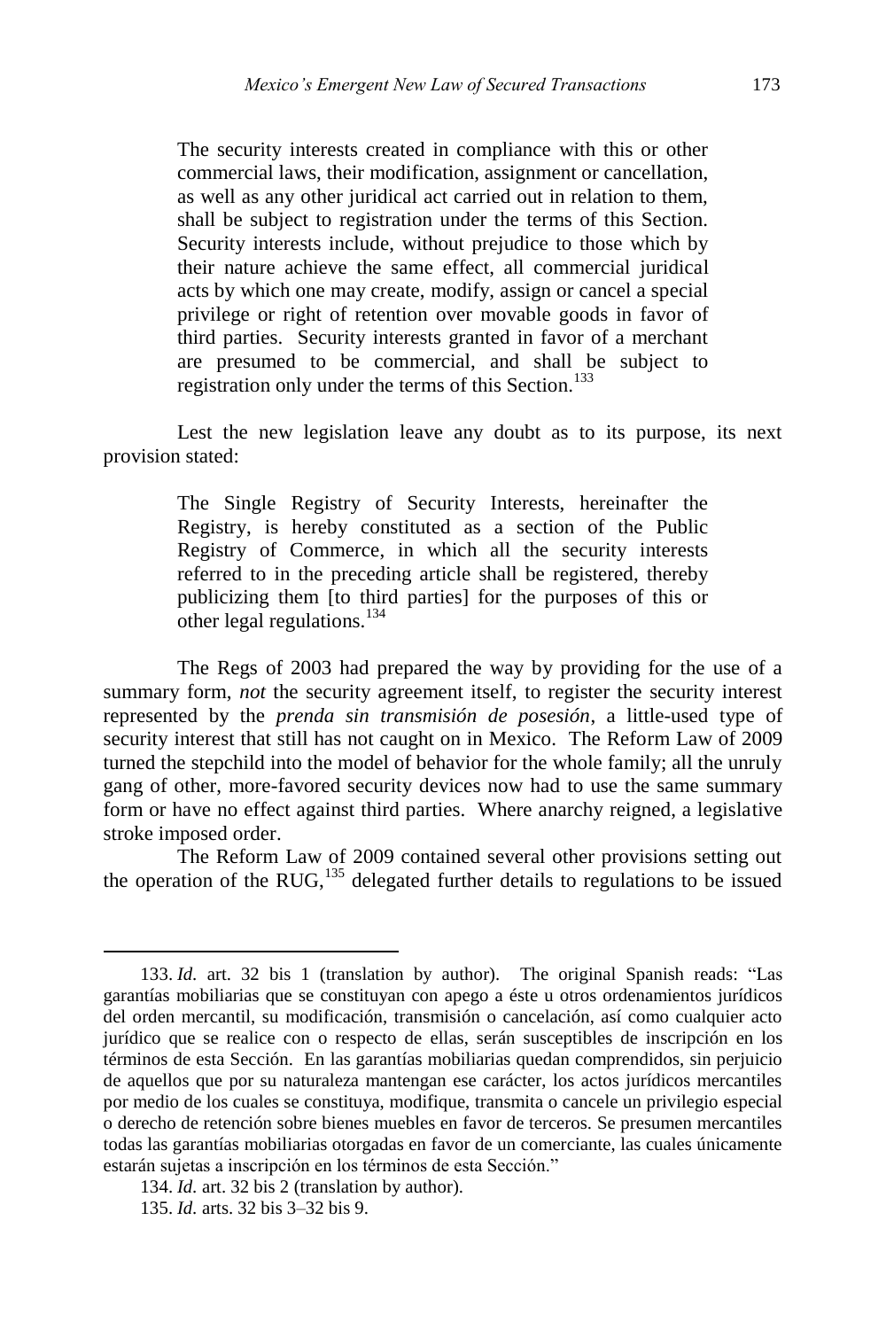> The security interests created in compliance with this or other commercial laws, their modification, assignment or cancellation, as well as any other juridical act carried out in relation to them, shall be subject to registration under the terms of this Section. Security interests include, without prejudice to those which by their nature achieve the same effect, all commercial juridical acts by which one may create, modify, assign or cancel a special privilege or right of retention over movable goods in favor of third parties. Security interests granted in favor of a merchant are presumed to be commercial, and shall be subject to registration only under the terms of this Section.[133]

Lest the new legislation leave any doubt as to its purpose, its next provision stated:

> The Single Registry of Security Interests, hereinafter the Registry, is hereby constituted as a section of the Public Registry of Commerce, in which all the security interests referred to in the preceding article shall be registered, thereby publicizing them [to third parties] for the purposes of this or other legal regulations.[134]

The Regs of 2003 had prepared the way by providing for the use of a summary form, *not* the security agreement itself, to register the security interest represented by the *prenda sin transmisión de posesión*, a little-used type of security interest that still has not caught on in Mexico. The Reform Law of 2009 turned the stepchild into the model of behavior for the whole family; all the unruly gang of other, more-favored security devices now had to use the same summary form or have no effect against third parties. Where anarchy reigned, a legislative stroke imposed order.

The Reform Law of 2009 contained several other provisions setting out the operation of the RUG,[135] delegated further details to regulations to be issued

---

133. *Id.* art. 32 bis 1 (translation by author). The original Spanish reads: "Las garantías mobiliarias que se constituyan con apego a éste u otros ordenamientos jurídicos del orden mercantil, su modificación, transmisión o cancelación, así como cualquier acto jurídico que se realice con o respecto de ellas, serán susceptibles de inscripción en los términos de esta Sección. En las garantías mobiliarias quedan comprendidos, sin perjuicio de aquellos que por su naturaleza mantengan ese carácter, los actos jurídicos mercantiles por medio de los cuales se constituya, modifique, transmita o cancele un privilegio especial o derecho de retención sobre bienes muebles en favor de terceros. Se presumen mercantiles todas las garantías mobiliarias otorgadas en favor de un comerciante, las cuales únicamente estarán sujetas a inscripción en los términos de esta Sección."

134. *Id.* art. 32 bis 2 (translation by author).

135. *Id.* arts. 32 bis 3–32 bis 9.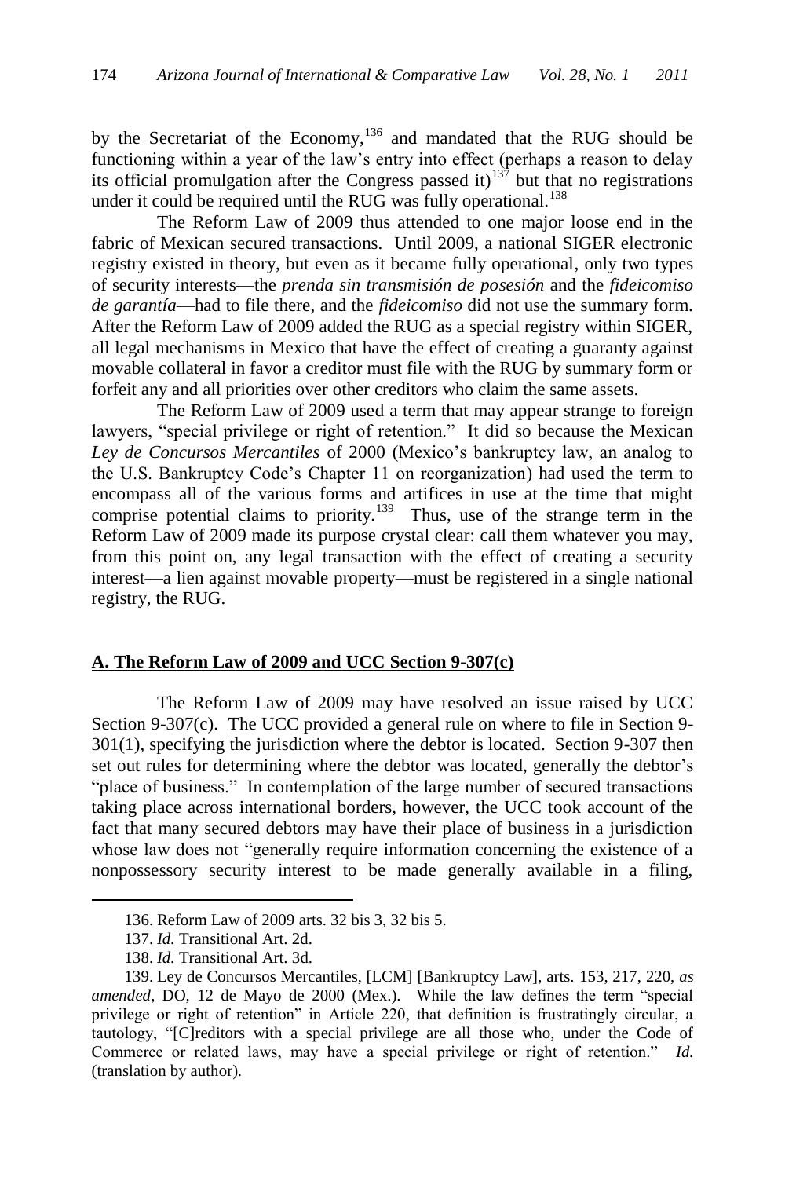by the Secretariat of the Economy,[136] and mandated that the RUG should be functioning within a year of the law's entry into effect (perhaps a reason to delay its official promulgation after the Congress passed it)[137] but that no registrations under it could be required until the RUG was fully operational.[138]

The Reform Law of 2009 thus attended to one major loose end in the fabric of Mexican secured transactions. Until 2009, a national SIGER electronic registry existed in theory, but even as it became fully operational, only two types of security interests—the *prenda sin transmisión de posesión* and the *fideicomiso de garantía*—had to file there, and the *fideicomiso* did not use the summary form. After the Reform Law of 2009 added the RUG as a special registry within SIGER, all legal mechanisms in Mexico that have the effect of creating a guaranty against movable collateral in favor a creditor must file with the RUG by summary form or forfeit any and all priorities over other creditors who claim the same assets.

The Reform Law of 2009 used a term that may appear strange to foreign lawyers, "special privilege or right of retention." It did so because the Mexican *Ley de Concursos Mercantiles* of 2000 (Mexico's bankruptcy law, an analog to the U.S. Bankruptcy Code's Chapter 11 on reorganization) had used the term to encompass all of the various forms and artifices in use at the time that might comprise potential claims to priority.[139] Thus, use of the strange term in the Reform Law of 2009 made its purpose crystal clear: call them whatever you may, from this point on, any legal transaction with the effect of creating a security interest—a lien against movable property—must be registered in a single national registry, the RUG.

## A. The Reform Law of 2009 and UCC Section 9-307(c)

The Reform Law of 2009 may have resolved an issue raised by UCC Section 9-307(c). The UCC provided a general rule on where to file in Section 9-301(1), specifying the jurisdiction where the debtor is located. Section 9-307 then set out rules for determining where the debtor was located, generally the debtor's "place of business." In contemplation of the large number of secured transactions taking place across international borders, however, the UCC took account of the fact that many secured debtors may have their place of business in a jurisdiction whose law does not "generally require information concerning the existence of a nonpossessory security interest to be made generally available in a filing,

---

136. Reform Law of 2009 arts. 32 bis 3, 32 bis 5.

137. *Id.* Transitional Art. 2d.

138. *Id.* Transitional Art. 3d.

139. Ley de Concursos Mercantiles, [LCM] [Bankruptcy Law], arts. 153, 217, 220, *as amended*, DO, 12 de Mayo de 2000 (Mex.). While the law defines the term "special privilege or right of retention" in Article 220, that definition is frustratingly circular, a tautology, "[C]reditors with a special privilege are all those who, under the Code of Commerce or related laws, may have a special privilege or right of retention." *Id.* (translation by author).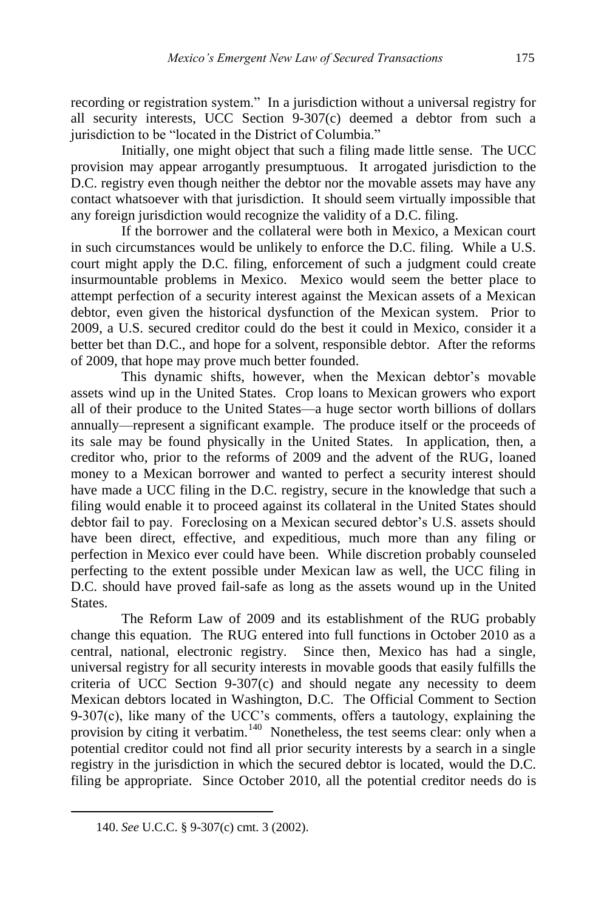recording or registration system." In a jurisdiction without a universal registry for all security interests, UCC Section 9-307(c) deemed a debtor from such a jurisdiction to be "located in the District of Columbia."

Initially, one might object that such a filing made little sense. The UCC provision may appear arrogantly presumptuous. It arrogated jurisdiction to the D.C. registry even though neither the debtor nor the movable assets may have any contact whatsoever with that jurisdiction. It should seem virtually impossible that any foreign jurisdiction would recognize the validity of a D.C. filing.

If the borrower and the collateral were both in Mexico, a Mexican court in such circumstances would be unlikely to enforce the D.C. filing. While a U.S. court might apply the D.C. filing, enforcement of such a judgment could create insurmountable problems in Mexico. Mexico would seem the better place to attempt perfection of a security interest against the Mexican assets of a Mexican debtor, even given the historical dysfunction of the Mexican system. Prior to 2009, a U.S. secured creditor could do the best it could in Mexico, consider it a better bet than D.C., and hope for a solvent, responsible debtor. After the reforms of 2009, that hope may prove much better founded.

This dynamic shifts, however, when the Mexican debtor's movable assets wind up in the United States. Crop loans to Mexican growers who export all of their produce to the United States—a huge sector worth billions of dollars annually—represent a significant example. The produce itself or the proceeds of its sale may be found physically in the United States. In application, then, a creditor who, prior to the reforms of 2009 and the advent of the RUG, loaned money to a Mexican borrower and wanted to perfect a security interest should have made a UCC filing in the D.C. registry, secure in the knowledge that such a filing would enable it to proceed against its collateral in the United States should debtor fail to pay. Foreclosing on a Mexican secured debtor's U.S. assets should have been direct, effective, and expeditious, much more than any filing or perfection in Mexico ever could have been. While discretion probably counseled perfecting to the extent possible under Mexican law as well, the UCC filing in D.C. should have proved fail-safe as long as the assets wound up in the United States.

The Reform Law of 2009 and its establishment of the RUG probably change this equation. The RUG entered into full functions in October 2010 as a central, national, electronic registry. Since then, Mexico has had a single, universal registry for all security interests in movable goods that easily fulfills the criteria of UCC Section 9-307(c) and should negate any necessity to deem Mexican debtors located in Washington, D.C. The Official Comment to Section 9-307(c), like many of the UCC's comments, offers a tautology, explaining the provision by citing it verbatim.[140] Nonetheless, the test seems clear: only when a potential creditor could not find all prior security interests by a search in a single registry in the jurisdiction in which the secured debtor is located, would the D.C. filing be appropriate. Since October 2010, all the potential creditor needs do is

140. *See* U.C.C. § 9-307(c) cmt. 3 (2002).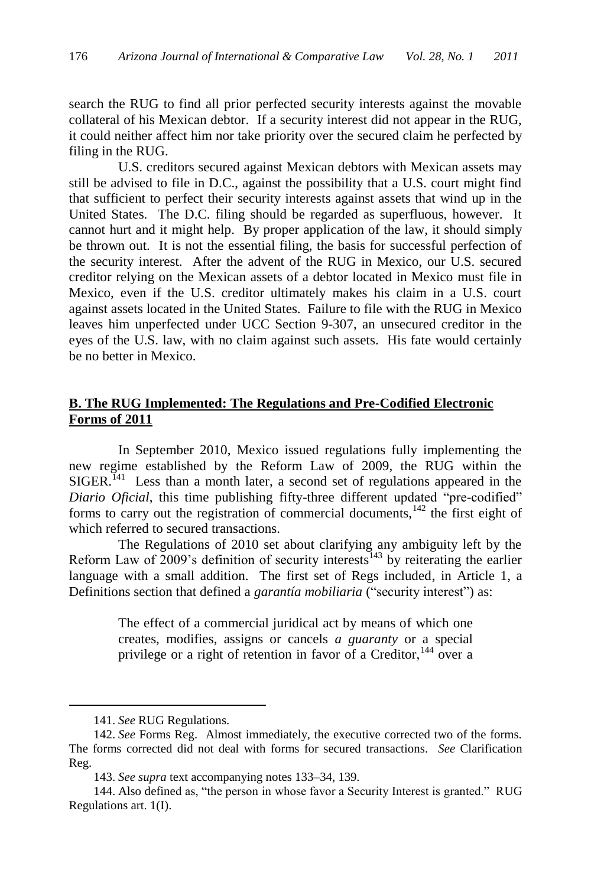search the RUG to find all prior perfected security interests against the movable collateral of his Mexican debtor. If a security interest did not appear in the RUG, it could neither affect him nor take priority over the secured claim he perfected by filing in the RUG.

U.S. creditors secured against Mexican debtors with Mexican assets may still be advised to file in D.C., against the possibility that a U.S. court might find that sufficient to perfect their security interests against assets that wind up in the United States. The D.C. filing should be regarded as superfluous, however. It cannot hurt and it might help. By proper application of the law, it should simply be thrown out. It is not the essential filing, the basis for successful perfection of the security interest. After the advent of the RUG in Mexico, our U.S. secured creditor relying on the Mexican assets of a debtor located in Mexico must file in Mexico, even if the U.S. creditor ultimately makes his claim in a U.S. court against assets located in the United States. Failure to file with the RUG in Mexico leaves him unperfected under UCC Section 9-307, an unsecured creditor in the eyes of the U.S. law, with no claim against such assets. His fate would certainly be no better in Mexico.

## B. The RUG Implemented: The Regulations and Pre-Codified Electronic Forms of 2011

In September 2010, Mexico issued regulations fully implementing the new regime established by the Reform Law of 2009, the RUG within the SIGER.[141] Less than a month later, a second set of regulations appeared in the *Diario Oficial*, this time publishing fifty-three different updated "pre-codified" forms to carry out the registration of commercial documents,[142] the first eight of which referred to secured transactions.

The Regulations of 2010 set about clarifying any ambiguity left by the Reform Law of 2009's definition of security interests[143] by reiterating the earlier language with a small addition. The first set of Regs included, in Article 1, a Definitions section that defined a *garantía mobiliaria* ("security interest") as:

> The effect of a commercial juridical act by means of which one creates, modifies, assigns or cancels *a guaranty* or a special privilege or a right of retention in favor of a Creditor,[144] over a

---

141. *See* RUG Regulations.

142. *See* Forms Reg. Almost immediately, the executive corrected two of the forms. The forms corrected did not deal with forms for secured transactions. *See* Clarification Reg.

143. *See supra* text accompanying notes 133–34, 139.

144. Also defined as, "the person in whose favor a Security Interest is granted." RUG Regulations art. 1(I).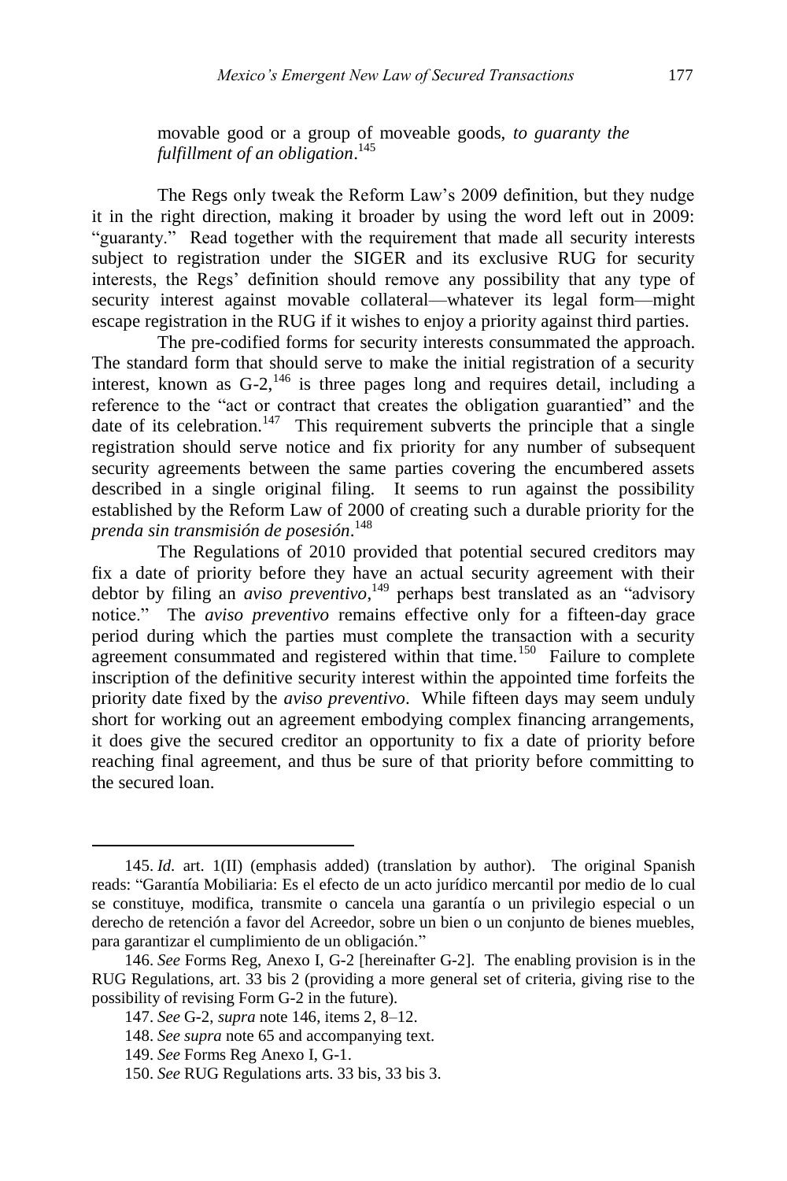> movable good or a group of moveable goods, *to guaranty the fulfillment of an obligation*.[145]

The Regs only tweak the Reform Law's 2009 definition, but they nudge it in the right direction, making it broader by using the word left out in 2009: "guaranty." Read together with the requirement that made all security interests subject to registration under the SIGER and its exclusive RUG for security interests, the Regs' definition should remove any possibility that any type of security interest against movable collateral—whatever its legal form—might escape registration in the RUG if it wishes to enjoy a priority against third parties.

The pre-codified forms for security interests consummated the approach. The standard form that should serve to make the initial registration of a security interest, known as G-2,[146] is three pages long and requires detail, including a reference to the "act or contract that creates the obligation guarantied" and the date of its celebration.[147] This requirement subverts the principle that a single registration should serve notice and fix priority for any number of subsequent security agreements between the same parties covering the encumbered assets described in a single original filing. It seems to run against the possibility established by the Reform Law of 2000 of creating such a durable priority for the *prenda sin transmisión de posesión*.[148]

The Regulations of 2010 provided that potential secured creditors may fix a date of priority before they have an actual security agreement with their debtor by filing an *aviso preventivo*,[149] perhaps best translated as an "advisory notice." The *aviso preventivo* remains effective only for a fifteen-day grace period during which the parties must complete the transaction with a security agreement consummated and registered within that time.[150] Failure to complete inscription of the definitive security interest within the appointed time forfeits the priority date fixed by the *aviso preventivo*. While fifteen days may seem unduly short for working out an agreement embodying complex financing arrangements, it does give the secured creditor an opportunity to fix a date of priority before reaching final agreement, and thus be sure of that priority before committing to the secured loan.

---

145. *Id.* art. 1(II) (emphasis added) (translation by author). The original Spanish reads: "Garantía Mobiliaria: Es el efecto de un acto jurídico mercantil por medio de lo cual se constituye, modifica, transmite o cancela una garantía o un privilegio especial o un derecho de retención a favor del Acreedor, sobre un bien o un conjunto de bienes muebles, para garantizar el cumplimiento de un obligación."

146. *See* Forms Reg, Anexo I, G-2 [hereinafter G-2]. The enabling provision is in the RUG Regulations, art. 33 bis 2 (providing a more general set of criteria, giving rise to the possibility of revising Form G-2 in the future).

147. *See* G-2, *supra* note 146, items 2, 8–12.

148. *See supra* note 65 and accompanying text.

149. *See* Forms Reg Anexo I, G-1.

150. *See* RUG Regulations arts. 33 bis, 33 bis 3.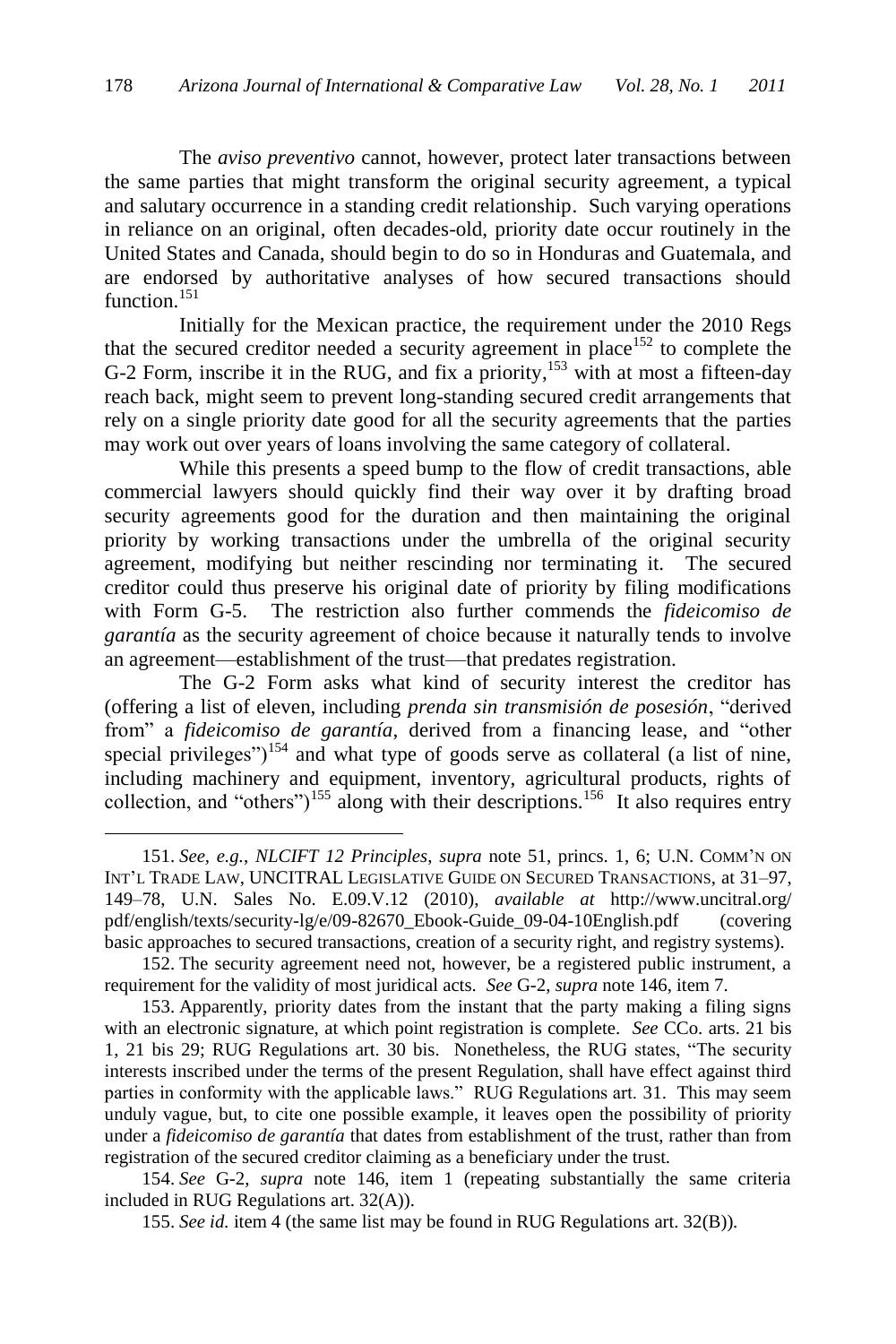The *aviso preventivo* cannot, however, protect later transactions between the same parties that might transform the original security agreement, a typical and salutary occurrence in a standing credit relationship. Such varying operations in reliance on an original, often decades-old, priority date occur routinely in the United States and Canada, should begin to do so in Honduras and Guatemala, and are endorsed by authoritative analyses of how secured transactions should function.[151]

Initially for the Mexican practice, the requirement under the 2010 Regs that the secured creditor needed a security agreement in place[152] to complete the G-2 Form, inscribe it in the RUG, and fix a priority,[153] with at most a fifteen-day reach back, might seem to prevent long-standing secured credit arrangements that rely on a single priority date good for all the security agreements that the parties may work out over years of loans involving the same category of collateral.

While this presents a speed bump to the flow of credit transactions, able commercial lawyers should quickly find their way over it by drafting broad security agreements good for the duration and then maintaining the original priority by working transactions under the umbrella of the original security agreement, modifying but neither rescinding nor terminating it. The secured creditor could thus preserve his original date of priority by filing modifications with Form G-5. The restriction also further commends the *fideicomiso de garantía* as the security agreement of choice because it naturally tends to involve an agreement—establishment of the trust—that predates registration.

The G-2 Form asks what kind of security interest the creditor has (offering a list of eleven, including *prenda sin transmisión de posesión*, "derived from" a *fideicomiso de garantía*, derived from a financing lease, and "other special privileges")[154] and what type of goods serve as collateral (a list of nine, including machinery and equipment, inventory, agricultural products, rights of collection, and "others")[155] along with their descriptions.[156] It also requires entry

---

151. *See, e.g.*, *NLCIFT 12 Principles*, *supra* note 51, princs. 1, 6; U.N. COMM'N ON INT'L TRADE LAW, UNCITRAL LEGISLATIVE GUIDE ON SECURED TRANSACTIONS, at 31–97, 149–78, U.N. Sales No. E.09.V.12 (2010), *available at* http://www.uncitral.org/pdf/english/texts/security-lg/e/09-82670_Ebook-Guide_09-04-10English.pdf (covering basic approaches to secured transactions, creation of a security right, and registry systems).

152. The security agreement need not, however, be a registered public instrument, a requirement for the validity of most juridical acts. *See* G-2, *supra* note 146, item 7.

153. Apparently, priority dates from the instant that the party making a filing signs with an electronic signature, at which point registration is complete. *See* CCo. arts. 21 bis 1, 21 bis 29; RUG Regulations art. 30 bis. Nonetheless, the RUG states, "The security interests inscribed under the terms of the present Regulation, shall have effect against third parties in conformity with the applicable laws." RUG Regulations art. 31. This may seem unduly vague, but, to cite one possible example, it leaves open the possibility of priority under a *fideicomiso de garantía* that dates from establishment of the trust, rather than from registration of the secured creditor claiming as a beneficiary under the trust.

154. *See* G-2, *supra* note 146, item 1 (repeating substantially the same criteria included in RUG Regulations art. 32(A)).

155. *See id.* item 4 (the same list may be found in RUG Regulations art. 32(B)).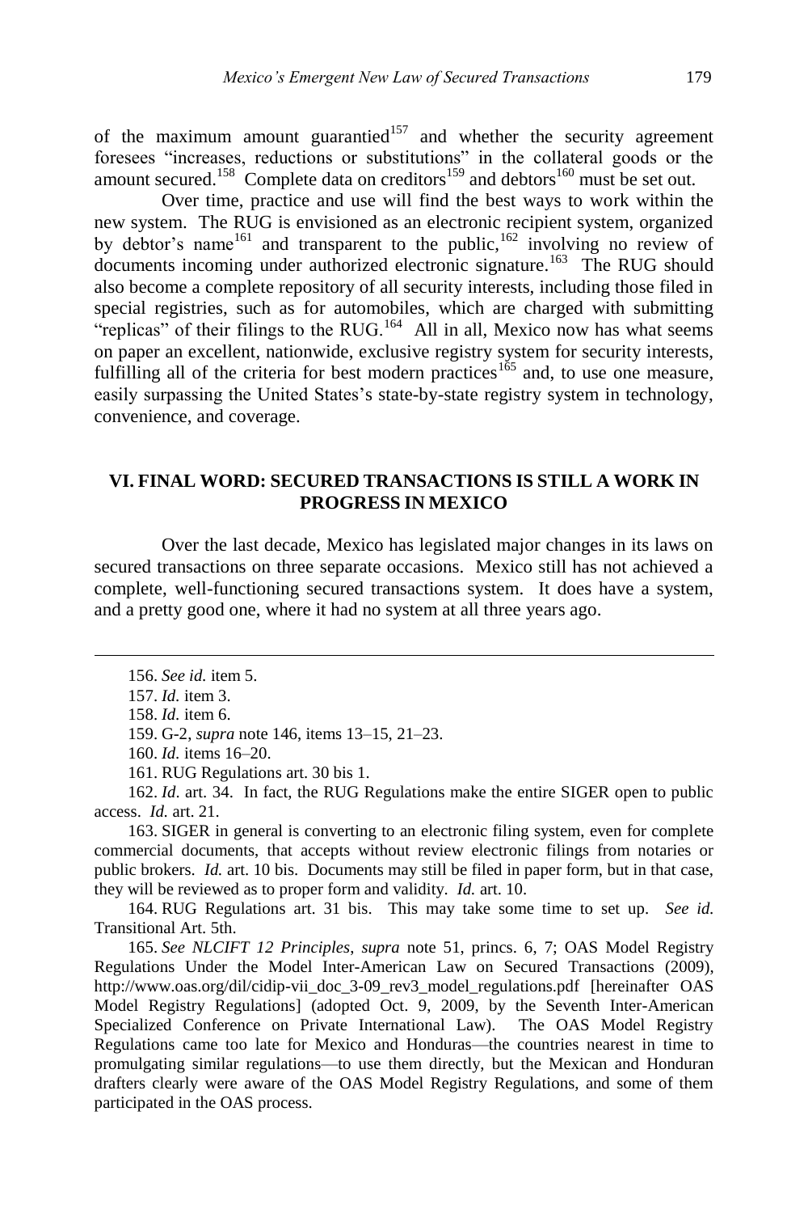of the maximum amount guarantied[157] and whether the security agreement foresees "increases, reductions or substitutions" in the collateral goods or the amount secured.[158] Complete data on creditors[159] and debtors[160] must be set out.

Over time, practice and use will find the best ways to work within the new system. The RUG is envisioned as an electronic recipient system, organized by debtor's name[161] and transparent to the public,[162] involving no review of documents incoming under authorized electronic signature.[163] The RUG should also become a complete repository of all security interests, including those filed in special registries, such as for automobiles, which are charged with submitting "replicas" of their filings to the RUG.[164] All in all, Mexico now has what seems on paper an excellent, nationwide, exclusive registry system for security interests, fulfilling all of the criteria for best modern practices[165] and, to use one measure, easily surpassing the United States's state-by-state registry system in technology, convenience, and coverage.

## VI. FINAL WORD: SECURED TRANSACTIONS IS STILL A WORK IN PROGRESS IN MEXICO

Over the last decade, Mexico has legislated major changes in its laws on secured transactions on three separate occasions. Mexico still has not achieved a complete, well-functioning secured transactions system. It does have a system, and a pretty good one, where it had no system at all three years ago.

---

156. *See id.* item 5.

157. *Id*. item 3.

158. *Id.* item 6.

159. G-2, *supra* note 146, items 13–15, 21–23.

160. *Id*. items 16–20.

161. RUG Regulations art. 30 bis 1.

162. *Id*. art. 34. In fact, the RUG Regulations make the entire SIGER open to public access. *Id.* art. 21.

163. SIGER in general is converting to an electronic filing system, even for complete commercial documents, that accepts without review electronic filings from notaries or public brokers. *Id.* art. 10 bis. Documents may still be filed in paper form, but in that case, they will be reviewed as to proper form and validity. *Id.* art. 10.

164. RUG Regulations art. 31 bis. This may take some time to set up. *See id.* Transitional Art. 5th.

165. *See NLCIFT 12 Principles*, *supra* note 51, princs. 6, 7; OAS Model Registry Regulations Under the Model Inter-American Law on Secured Transactions (2009), http://www.oas.org/dil/cidip-vii_doc_3-09_rev3_model_regulations.pdf [hereinafter OAS Model Registry Regulations] (adopted Oct. 9, 2009, by the Seventh Inter-American Specialized Conference on Private International Law). The OAS Model Registry Regulations came too late for Mexico and Honduras—the countries nearest in time to promulgating similar regulations—to use them directly, but the Mexican and Honduran drafters clearly were aware of the OAS Model Registry Regulations, and some of them participated in the OAS process.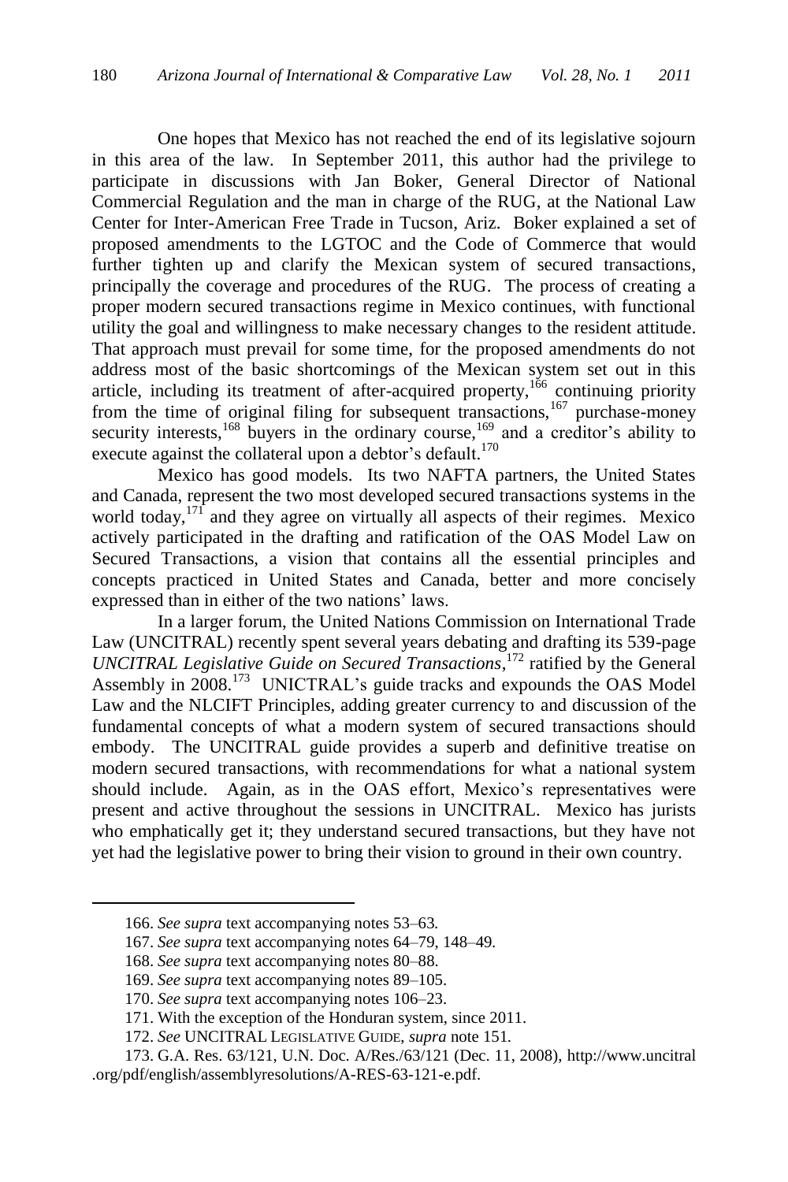One hopes that Mexico has not reached the end of its legislative sojourn in this area of the law. In September 2011, this author had the privilege to participate in discussions with Jan Boker, General Director of National Commercial Regulation and the man in charge of the RUG, at the National Law Center for Inter-American Free Trade in Tucson, Ariz. Boker explained a set of proposed amendments to the LGTOC and the Code of Commerce that would further tighten up and clarify the Mexican system of secured transactions, principally the coverage and procedures of the RUG. The process of creating a proper modern secured transactions regime in Mexico continues, with functional utility the goal and willingness to make necessary changes to the resident attitude. That approach must prevail for some time, for the proposed amendments do not address most of the basic shortcomings of the Mexican system set out in this article, including its treatment of after-acquired property,[166] continuing priority from the time of original filing for subsequent transactions,[167] purchase-money security interests,[168] buyers in the ordinary course,[169] and a creditor's ability to execute against the collateral upon a debtor's default.[170]

Mexico has good models. Its two NAFTA partners, the United States and Canada, represent the two most developed secured transactions systems in the world today,[171] and they agree on virtually all aspects of their regimes. Mexico actively participated in the drafting and ratification of the OAS Model Law on Secured Transactions, a vision that contains all the essential principles and concepts practiced in United States and Canada, better and more concisely expressed than in either of the two nations' laws.

In a larger forum, the United Nations Commission on International Trade Law (UNCITRAL) recently spent several years debating and drafting its 539-page *UNCITRAL Legislative Guide on Secured Transactions*,[172] ratified by the General Assembly in 2008.[173] UNICTRAL's guide tracks and expounds the OAS Model Law and the NLCIFT Principles, adding greater currency to and discussion of the fundamental concepts of what a modern system of secured transactions should embody. The UNCITRAL guide provides a superb and definitive treatise on modern secured transactions, with recommendations for what a national system should include. Again, as in the OAS effort, Mexico's representatives were present and active throughout the sessions in UNCITRAL. Mexico has jurists who emphatically get it; they understand secured transactions, but they have not yet had the legislative power to bring their vision to ground in their own country.

---

166. *See supra* text accompanying notes 53–63.

167. *See supra* text accompanying notes 64–79, 148–49.

168. *See supra* text accompanying notes 80–88.

169. *See supra* text accompanying notes 89–105.

170. *See supra* text accompanying notes 106–23.

171. With the exception of the Honduran system, since 2011.

172. *See* UNCITRAL LEGISLATIVE GUIDE, *supra* note 151.

173. G.A. Res. 63/121, U.N. Doc. A/Res./63/121 (Dec. 11, 2008), http://www.uncitral.org/pdf/english/assemblyresolutions/A-RES-63-121-e.pdf.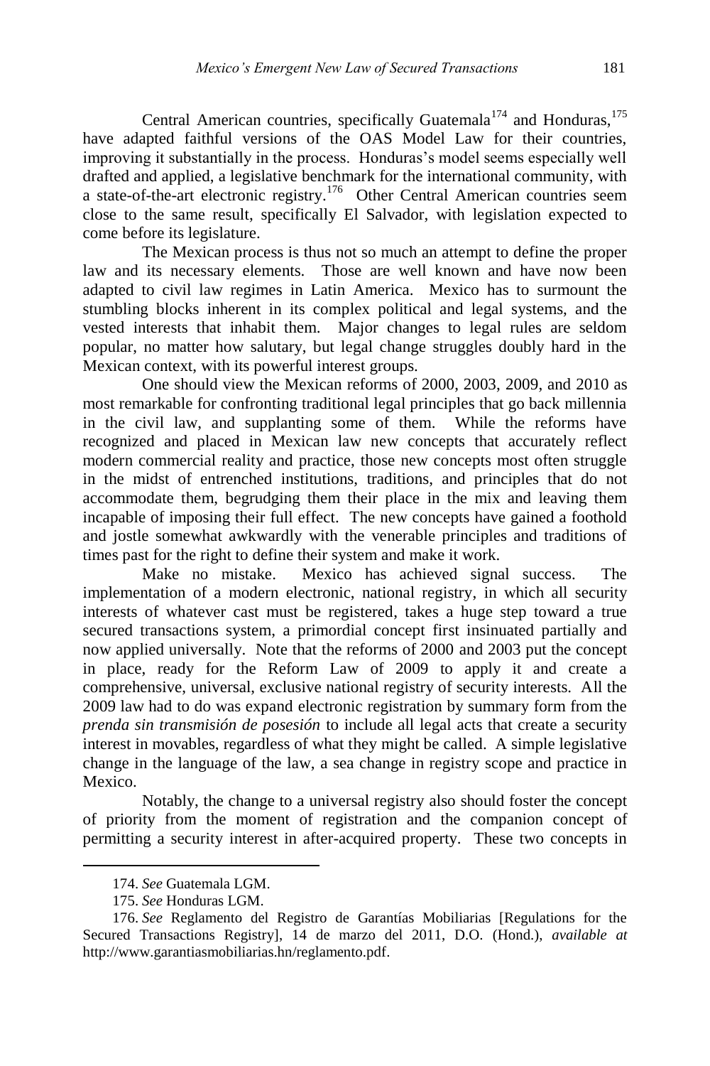Central American countries, specifically Guatemala[174] and Honduras,[175] have adapted faithful versions of the OAS Model Law for their countries, improving it substantially in the process. Honduras's model seems especially well drafted and applied, a legislative benchmark for the international community, with a state-of-the-art electronic registry.[176] Other Central American countries seem close to the same result, specifically El Salvador, with legislation expected to come before its legislature.

The Mexican process is thus not so much an attempt to define the proper law and its necessary elements. Those are well known and have now been adapted to civil law regimes in Latin America. Mexico has to surmount the stumbling blocks inherent in its complex political and legal systems, and the vested interests that inhabit them. Major changes to legal rules are seldom popular, no matter how salutary, but legal change struggles doubly hard in the Mexican context, with its powerful interest groups.

One should view the Mexican reforms of 2000, 2003, 2009, and 2010 as most remarkable for confronting traditional legal principles that go back millennia in the civil law, and supplanting some of them. While the reforms have recognized and placed in Mexican law new concepts that accurately reflect modern commercial reality and practice, those new concepts most often struggle in the midst of entrenched institutions, traditions, and principles that do not accommodate them, begrudging them their place in the mix and leaving them incapable of imposing their full effect. The new concepts have gained a foothold and jostle somewhat awkwardly with the venerable principles and traditions of times past for the right to define their system and make it work.

Make no mistake. Mexico has achieved signal success. The implementation of a modern electronic, national registry, in which all security interests of whatever cast must be registered, takes a huge step toward a true secured transactions system, a primordial concept first insinuated partially and now applied universally. Note that the reforms of 2000 and 2003 put the concept in place, ready for the Reform Law of 2009 to apply it and create a comprehensive, universal, exclusive national registry of security interests. All the 2009 law had to do was expand electronic registration by summary form from the *prenda sin transmisión de posesión* to include all legal acts that create a security interest in movables, regardless of what they might be called. A simple legislative change in the language of the law, a sea change in registry scope and practice in Mexico.

Notably, the change to a universal registry also should foster the concept of priority from the moment of registration and the companion concept of permitting a security interest in after-acquired property. These two concepts in

---

174. *See* Guatemala LGM.

175. *See* Honduras LGM.

176. *See* Reglamento del Registro de Garantías Mobiliarias [Regulations for the Secured Transactions Registry], 14 de marzo del 2011, D.O. (Hond.), *available at* http://www.garantiasmobiliarias.hn/reglamento.pdf.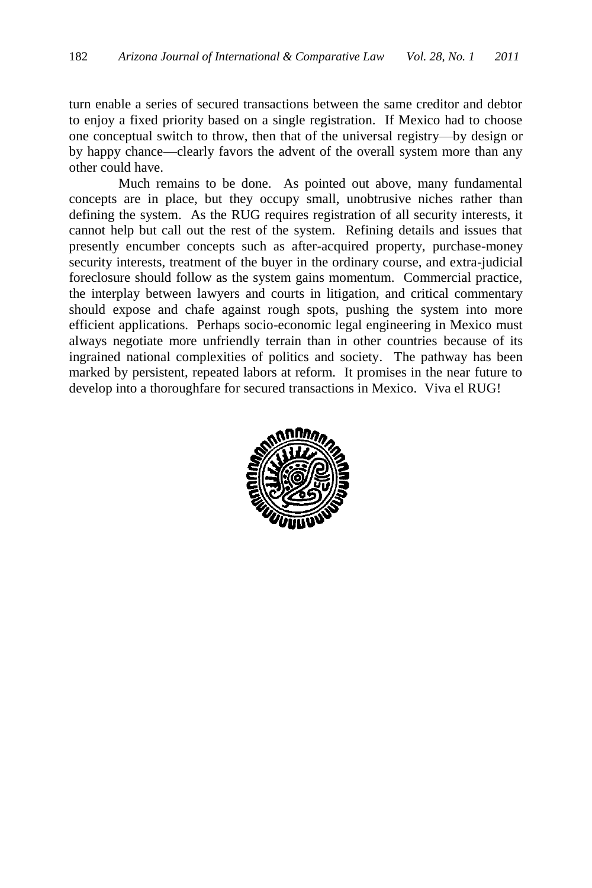turn enable a series of secured transactions between the same creditor and debtor to enjoy a fixed priority based on a single registration. If Mexico had to choose one conceptual switch to throw, then that of the universal registry—by design or by happy chance—clearly favors the advent of the overall system more than any other could have.

Much remains to be done. As pointed out above, many fundamental concepts are in place, but they occupy small, unobtrusive niches rather than defining the system. As the RUG requires registration of all security interests, it cannot help but call out the rest of the system. Refining details and issues that presently encumber concepts such as after-acquired property, purchase-money security interests, treatment of the buyer in the ordinary course, and extra-judicial foreclosure should follow as the system gains momentum. Commercial practice, the interplay between lawyers and courts in litigation, and critical commentary should expose and chafe against rough spots, pushing the system into more efficient applications. Perhaps socio-economic legal engineering in Mexico must always negotiate more unfriendly terrain than in other countries because of its ingrained national complexities of politics and society. The pathway has been marked by persistent, repeated labors at reform. It promises in the near future to develop into a thoroughfare for secured transactions in Mexico. Viva el RUG!